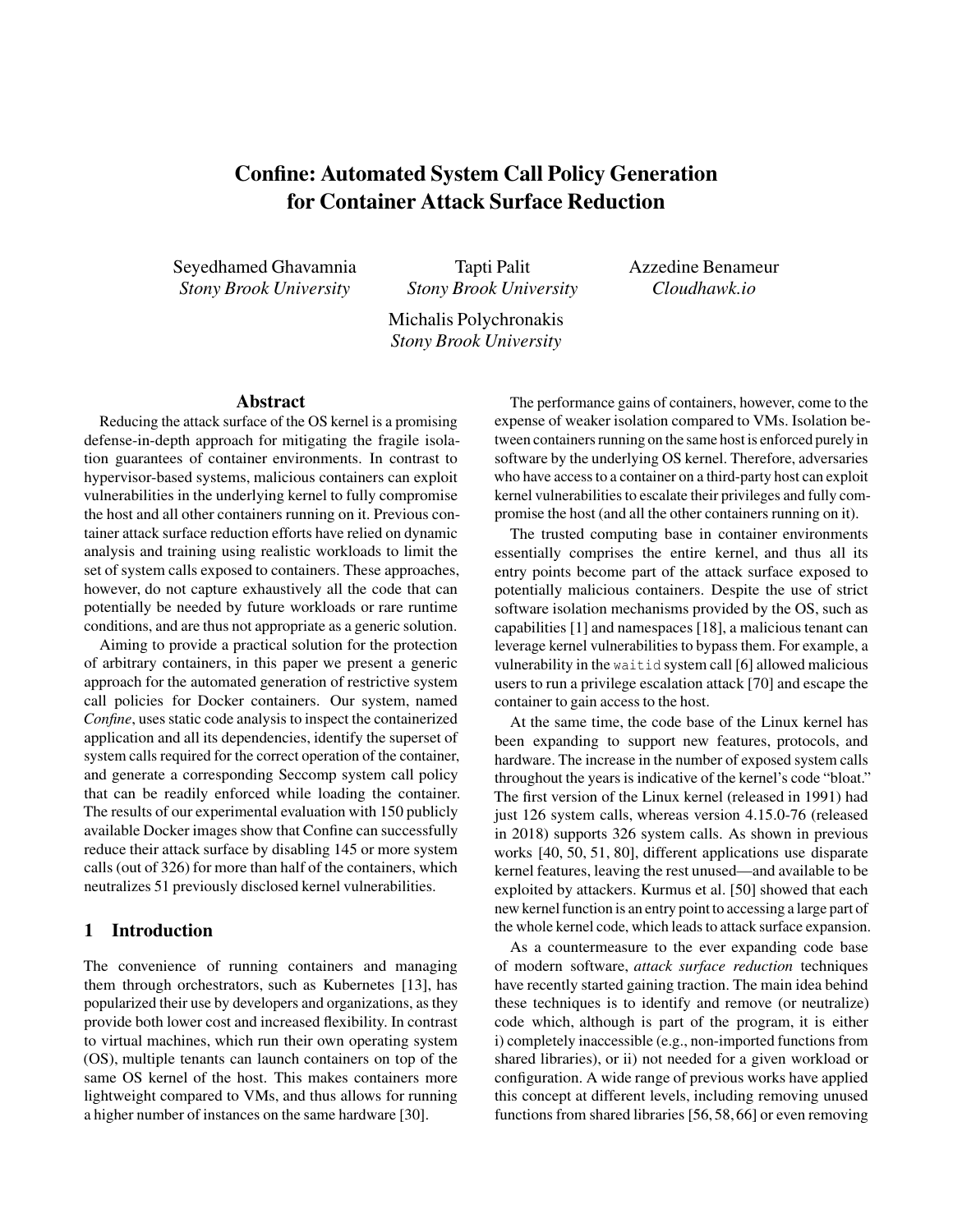# Confine: Automated System Call Policy Generation for Container Attack Surface Reduction

Seyedhamed Ghavamnia
*Stony Brook University*

Tapti Palit
*Stony Brook University*

Azzedine Benameur
*Cloudhawk.io*

Michalis Polychronakis
*Stony Brook University*

## Abstract

Reducing the attack surface of the OS kernel is a promising defense-in-depth approach for mitigating the fragile isolation guarantees of container environments. In contrast to hypervisor-based systems, malicious containers can exploit vulnerabilities in the underlying kernel to fully compromise the host and all other containers running on it. Previous container attack surface reduction efforts have relied on dynamic analysis and training using realistic workloads to limit the set of system calls exposed to containers. These approaches, however, do not capture exhaustively all the code that can potentially be needed by future workloads or rare runtime conditions, and are thus not appropriate as a generic solution.

Aiming to provide a practical solution for the protection of arbitrary containers, in this paper we present a generic approach for the automated generation of restrictive system call policies for Docker containers. Our system, named *Confine*, uses static code analysis to inspect the containerized application and all its dependencies, identify the superset of system calls required for the correct operation of the container, and generate a corresponding Seccomp system call policy that can be readily enforced while loading the container. The results of our experimental evaluation with 150 publicly available Docker images show that Confine can successfully reduce their attack surface by disabling 145 or more system calls (out of 326) for more than half of the containers, which neutralizes 51 previously disclosed kernel vulnerabilities.

## 1 Introduction

The convenience of running containers and managing them through orchestrators, such as Kubernetes [13], has popularized their use by developers and organizations, as they provide both lower cost and increased flexibility. In contrast to virtual machines, which run their own operating system (OS), multiple tenants can launch containers on top of the same OS kernel of the host. This makes containers more lightweight compared to VMs, and thus allows for running a higher number of instances on the same hardware [30].

The performance gains of containers, however, come to the expense of weaker isolation compared to VMs. Isolation between containers running on the same host is enforced purely in software by the underlying OS kernel. Therefore, adversaries who have access to a container on a third-party host can exploit kernel vulnerabilities to escalate their privileges and fully compromise the host (and all the other containers running on it).

The trusted computing base in container environments essentially comprises the entire kernel, and thus all its entry points become part of the attack surface exposed to potentially malicious containers. Despite the use of strict software isolation mechanisms provided by the OS, such as capabilities [1] and namespaces [18], a malicious tenant can leverage kernel vulnerabilities to bypass them. For example, a vulnerability in the `waitid` system call [6] allowed malicious users to run a privilege escalation attack [70] and escape the container to gain access to the host.

At the same time, the code base of the Linux kernel has been expanding to support new features, protocols, and hardware. The increase in the number of exposed system calls throughout the years is indicative of the kernel's code "bloat." The first version of the Linux kernel (released in 1991) had just 126 system calls, whereas version 4.15.0-76 (released in 2018) supports 326 system calls. As shown in previous works [40, 50, 51, 80], different applications use disparate kernel features, leaving the rest unused—and available to be exploited by attackers. Kurmus et al. [50] showed that each new kernel function is an entry point to accessing a large part of the whole kernel code, which leads to attack surface expansion.

As a countermeasure to the ever expanding code base of modern software, *attack surface reduction* techniques have recently started gaining traction. The main idea behind these techniques is to identify and remove (or neutralize) code which, although is part of the program, it is either i) completely inaccessible (e.g., non-imported functions from shared libraries), or ii) not needed for a given workload or configuration. A wide range of previous works have applied this concept at different levels, including removing unused functions from shared libraries [56, 58, 66] or even removing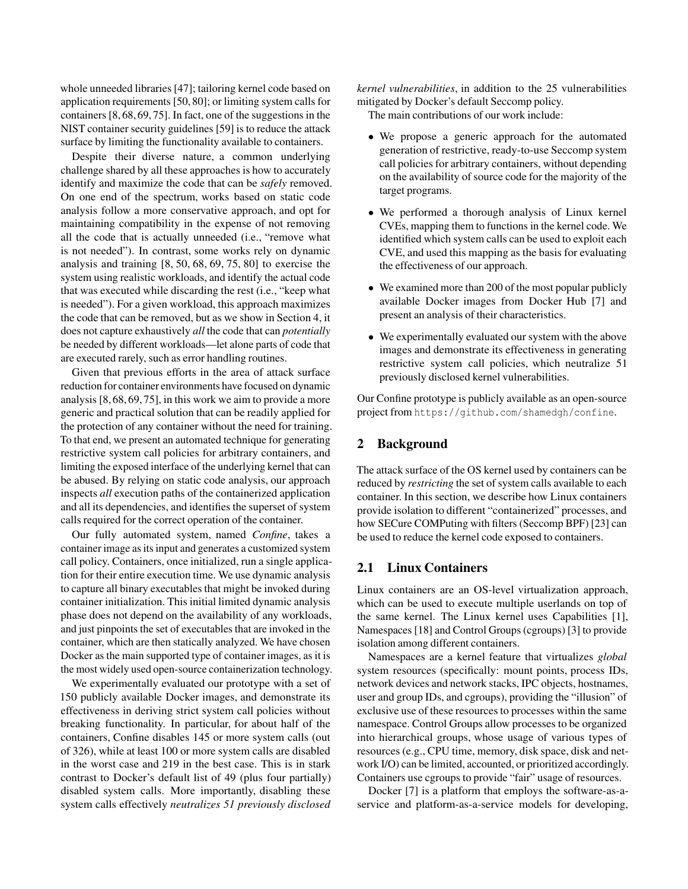whole unneeded libraries [47]; tailoring kernel code based on application requirements [50, 80]; or limiting system calls for containers [8, 68, 69, 75]. In fact, one of the suggestions in the NIST container security guidelines [59] is to reduce the attack surface by limiting the functionality available to containers.

Despite their diverse nature, a common underlying challenge shared by all these approaches is how to accurately identify and maximize the code that can be *safely* removed. On one end of the spectrum, works based on static code analysis follow a more conservative approach, and opt for maintaining compatibility in the expense of not removing all the code that is actually unneeded (i.e., "remove what is not needed"). In contrast, some works rely on dynamic analysis and training [8, 50, 68, 69, 75, 80] to exercise the system using realistic workloads, and identify the actual code that was executed while discarding the rest (i.e., "keep what is needed"). For a given workload, this approach maximizes the code that can be removed, but as we show in Section 4, it does not capture exhaustively *all* the code that can *potentially* be needed by different workloads—let alone parts of code that are executed rarely, such as error handling routines.

Given that previous efforts in the area of attack surface reduction for container environments have focused on dynamic analysis [8, 68, 69, 75], in this work we aim to provide a more generic and practical solution that can be readily applied for the protection of any container without the need for training. To that end, we present an automated technique for generating restrictive system call policies for arbitrary containers, and limiting the exposed interface of the underlying kernel that can be abused. By relying on static code analysis, our approach inspects *all* execution paths of the containerized application and all its dependencies, and identifies the superset of system calls required for the correct operation of the container.

Our fully automated system, named *Confine*, takes a container image as its input and generates a customized system call policy. Containers, once initialized, run a single application for their entire execution time. We use dynamic analysis to capture all binary executables that might be invoked during container initialization. This initial limited dynamic analysis phase does not depend on the availability of any workloads, and just pinpoints the set of executables that are invoked in the container, which are then statically analyzed. We have chosen Docker as the main supported type of container images, as it is the most widely used open-source containerization technology.

We experimentally evaluated our prototype with a set of 150 publicly available Docker images, and demonstrate its effectiveness in deriving strict system call policies without breaking functionality. In particular, for about half of the containers, Confine disables 145 or more system calls (out of 326), while at least 100 or more system calls are disabled in the worst case and 219 in the best case. This is in stark contrast to Docker's default list of 49 (plus four partially) disabled system calls. More importantly, disabling these system calls effectively *neutralizes 51 previously disclosed kernel vulnerabilities*, in addition to the 25 vulnerabilities mitigated by Docker's default Seccomp policy.

The main contributions of our work include:

- We propose a generic approach for the automated generation of restrictive, ready-to-use Seccomp system call policies for arbitrary containers, without depending on the availability of source code for the majority of the target programs.
- We performed a thorough analysis of Linux kernel CVEs, mapping them to functions in the kernel code. We identified which system calls can be used to exploit each CVE, and used this mapping as the basis for evaluating the effectiveness of our approach.
- We examined more than 200 of the most popular publicly available Docker images from Docker Hub [7] and present an analysis of their characteristics.
- We experimentally evaluated our system with the above images and demonstrate its effectiveness in generating restrictive system call policies, which neutralize 51 previously disclosed kernel vulnerabilities.

Our Confine prototype is publicly available as an open-source project from `https://github.com/shamedgh/confine`.

## 2 Background

The attack surface of the OS kernel used by containers can be reduced by *restricting* the set of system calls available to each container. In this section, we describe how Linux containers provide isolation to different "containerized" processes, and how SECure COMPuting with filters (Seccomp BPF) [23] can be used to reduce the kernel code exposed to containers.

### 2.1 Linux Containers

Linux containers are an OS-level virtualization approach, which can be used to execute multiple userlands on top of the same kernel. The Linux kernel uses Capabilities [1], Namespaces [18] and Control Groups (cgroups) [3] to provide isolation among different containers.

Namespaces are a kernel feature that virtualizes *global* system resources (specifically: mount points, process IDs, network devices and network stacks, IPC objects, hostnames, user and group IDs, and cgroups), providing the "illusion" of exclusive use of these resources to processes within the same namespace. Control Groups allow processes to be organized into hierarchical groups, whose usage of various types of resources (e.g., CPU time, memory, disk space, disk and network I/O) can be limited, accounted, or prioritized accordingly. Containers use cgroups to provide "fair" usage of resources.

Docker [7] is a platform that employs the software-as-a-service and platform-as-a-service models for developing,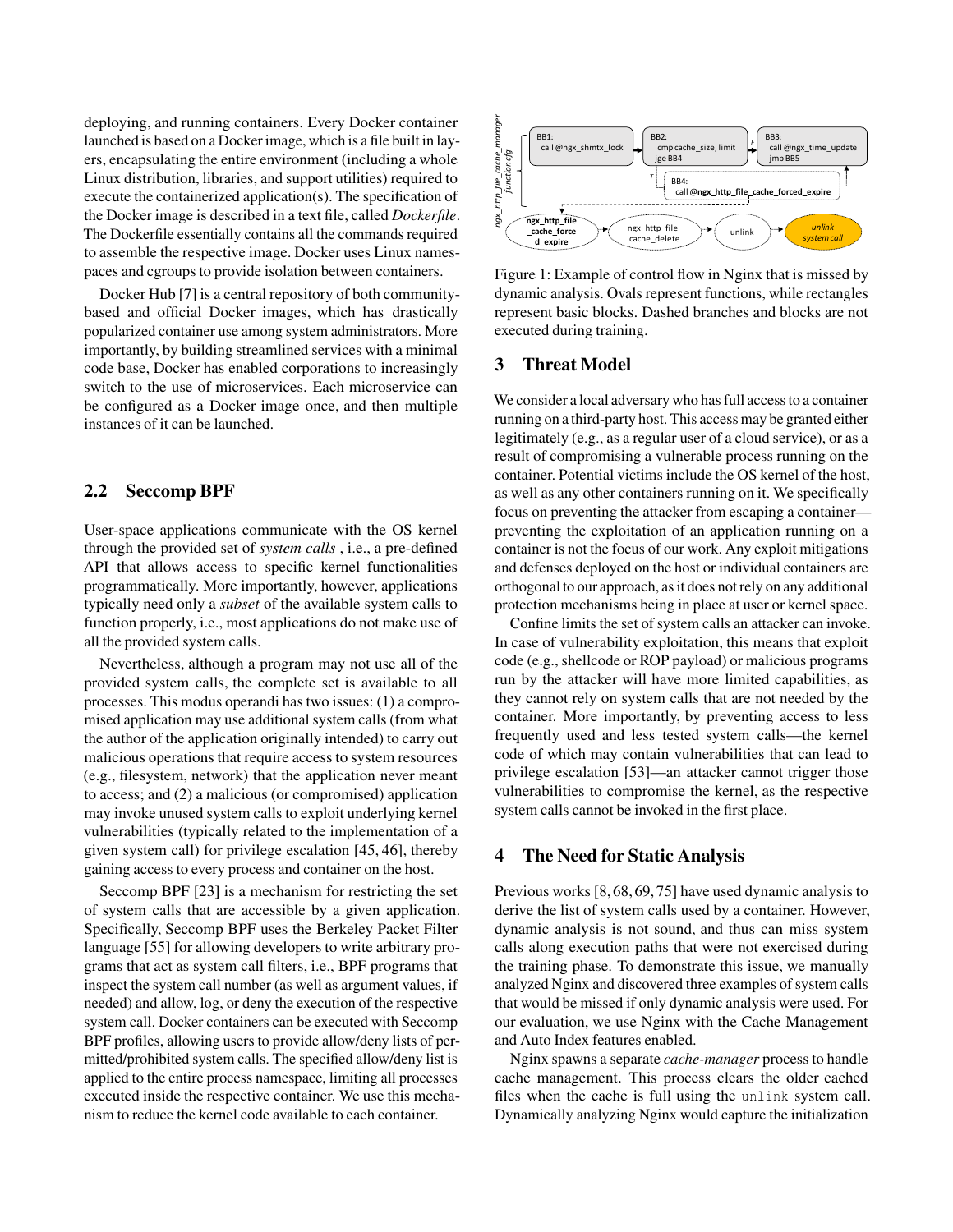deploying, and running containers. Every Docker container launched is based on a Docker image, which is a file built in layers, encapsulating the entire environment (including a whole Linux distribution, libraries, and support utilities) required to execute the containerized application(s). The specification of the Docker image is described in a text file, called *Dockerfile*. The Dockerfile essentially contains all the commands required to assemble the respective image. Docker uses Linux namespaces and cgroups to provide isolation between containers.

Docker Hub [7] is a central repository of both community-based and official Docker images, which has drastically popularized container use among system administrators. More importantly, by building streamlined services with a minimal code base, Docker has enabled corporations to increasingly switch to the use of microservices. Each microservice can be configured as a Docker image once, and then multiple instances of it can be launched.

## 2.2 Seccomp BPF

User-space applications communicate with the OS kernel through the provided set of *system calls* , i.e., a pre-defined API that allows access to specific kernel functionalities programmatically. More importantly, however, applications typically need only a *subset* of the available system calls to function properly, i.e., most applications do not make use of all the provided system calls.

Nevertheless, although a program may not use all of the provided system calls, the complete set is available to all processes. This modus operandi has two issues: (1) a compromised application may use additional system calls (from what the author of the application originally intended) to carry out malicious operations that require access to system resources (e.g., filesystem, network) that the application never meant to access; and (2) a malicious (or compromised) application may invoke unused system calls to exploit underlying kernel vulnerabilities (typically related to the implementation of a given system call) for privilege escalation [45, 46], thereby gaining access to every process and container on the host.

Seccomp BPF [23] is a mechanism for restricting the set of system calls that are accessible by a given application. Specifically, Seccomp BPF uses the Berkeley Packet Filter language [55] for allowing developers to write arbitrary programs that act as system call filters, i.e., BPF programs that inspect the system call number (as well as argument values, if needed) and allow, log, or deny the execution of the respective system call. Docker containers can be executed with Seccomp BPF profiles, allowing users to provide allow/deny lists of permitted/prohibited system calls. The specified allow/deny list is applied to the entire process namespace, limiting all processes executed inside the respective container. We use this mechanism to reduce the kernel code available to each container.

Figure 1: Example of control flow in Nginx that is missed by dynamic analysis. Ovals represent functions, while rectangles represent basic blocks. Dashed branches and blocks are not executed during training.

## 3 Threat Model

We consider a local adversary who has full access to a container running on a third-party host. This access may be granted either legitimately (e.g., as a regular user of a cloud service), or as a result of compromising a vulnerable process running on the container. Potential victims include the OS kernel of the host, as well as any other containers running on it. We specifically focus on preventing the attacker from escaping a container—preventing the exploitation of an application running on a container is not the focus of our work. Any exploit mitigations and defenses deployed on the host or individual containers are orthogonal to our approach, as it does not rely on any additional protection mechanisms being in place at user or kernel space.

Confine limits the set of system calls an attacker can invoke. In case of vulnerability exploitation, this means that exploit code (e.g., shellcode or ROP payload) or malicious programs run by the attacker will have more limited capabilities, as they cannot rely on system calls that are not needed by the container. More importantly, by preventing access to less frequently used and less tested system calls—the kernel code of which may contain vulnerabilities that can lead to privilege escalation [53]—an attacker cannot trigger those vulnerabilities to compromise the kernel, as the respective system calls cannot be invoked in the first place.

## 4 The Need for Static Analysis

Previous works [8, 68, 69, 75] have used dynamic analysis to derive the list of system calls used by a container. However, dynamic analysis is not sound, and thus can miss system calls along execution paths that were not exercised during the training phase. To demonstrate this issue, we manually analyzed Nginx and discovered three examples of system calls that would be missed if only dynamic analysis were used. For our evaluation, we use Nginx with the Cache Management and Auto Index features enabled.

Nginx spawns a separate *cache-manager* process to handle cache management. This process clears the older cached files when the cache is full using the `unlink` system call. Dynamically analyzing Nginx would capture the initialization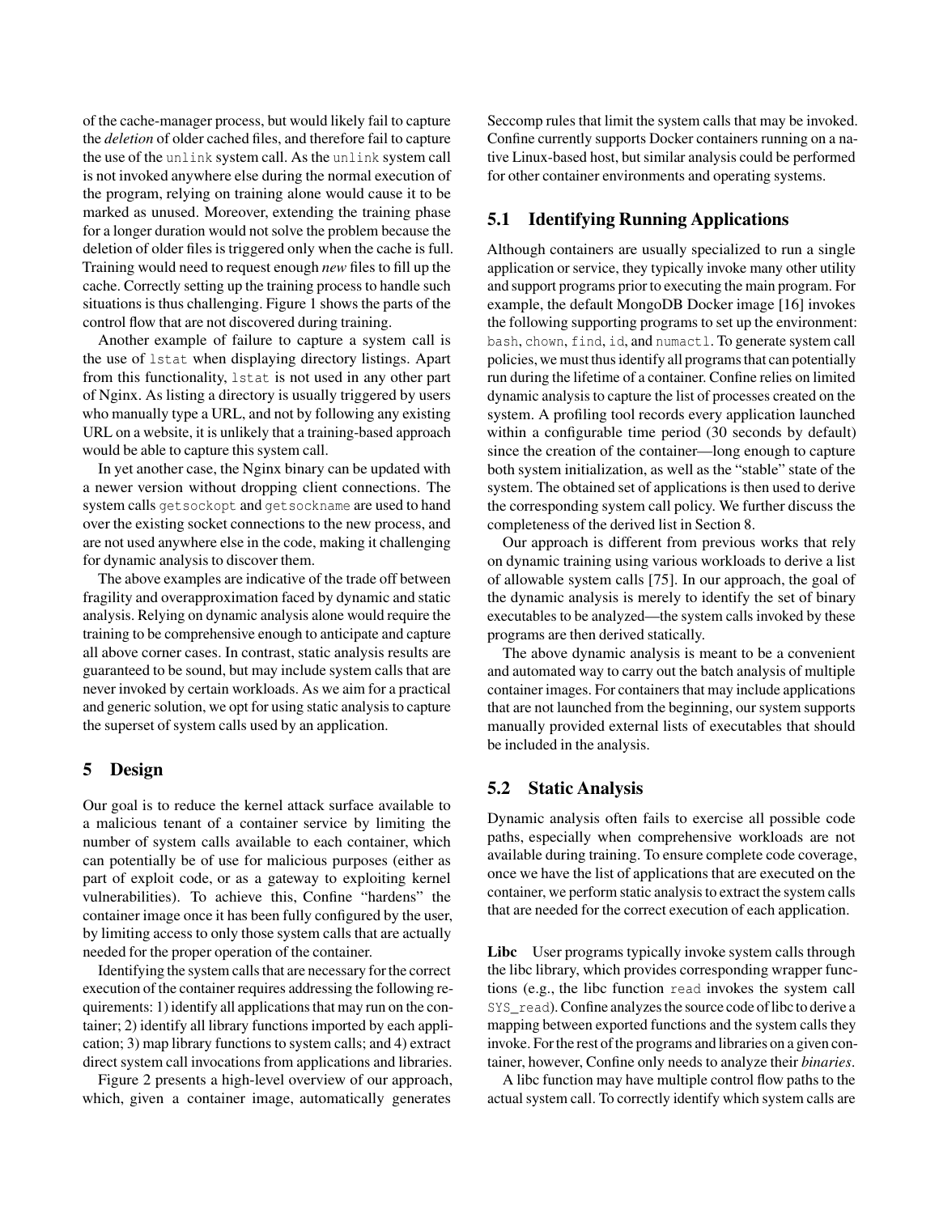of the cache-manager process, but would likely fail to capture the *deletion* of older cached files, and therefore fail to capture the use of the `unlink` system call. As the `unlink` system call is not invoked anywhere else during the normal execution of the program, relying on training alone would cause it to be marked as unused. Moreover, extending the training phase for a longer duration would not solve the problem because the deletion of older files is triggered only when the cache is full. Training would need to request enough *new* files to fill up the cache. Correctly setting up the training process to handle such situations is thus challenging. Figure 1 shows the parts of the control flow that are not discovered during training.

Another example of failure to capture a system call is the use of `lstat` when displaying directory listings. Apart from this functionality, `lstat` is not used in any other part of Nginx. As listing a directory is usually triggered by users who manually type a URL, and not by following any existing URL on a website, it is unlikely that a training-based approach would be able to capture this system call.

In yet another case, the Nginx binary can be updated with a newer version without dropping client connections. The system calls `getsockopt` and `getsockname` are used to hand over the existing socket connections to the new process, and are not used anywhere else in the code, making it challenging for dynamic analysis to discover them.

The above examples are indicative of the trade off between fragility and overapproximation faced by dynamic and static analysis. Relying on dynamic analysis alone would require the training to be comprehensive enough to anticipate and capture all above corner cases. In contrast, static analysis results are guaranteed to be sound, but may include system calls that are never invoked by certain workloads. As we aim for a practical and generic solution, we opt for using static analysis to capture the superset of system calls used by an application.

## 5 Design

Our goal is to reduce the kernel attack surface available to a malicious tenant of a container service by limiting the number of system calls available to each container, which can potentially be of use for malicious purposes (either as part of exploit code, or as a gateway to exploiting kernel vulnerabilities). To achieve this, Confine "hardens" the container image once it has been fully configured by the user, by limiting access to only those system calls that are actually needed for the proper operation of the container.

Identifying the system calls that are necessary for the correct execution of the container requires addressing the following requirements: 1) identify all applications that may run on the container; 2) identify all library functions imported by each application; 3) map library functions to system calls; and 4) extract direct system call invocations from applications and libraries.

Figure 2 presents a high-level overview of our approach, which, given a container image, automatically generates Seccomp rules that limit the system calls that may be invoked. Confine currently supports Docker containers running on a native Linux-based host, but similar analysis could be performed for other container environments and operating systems.

### 5.1 Identifying Running Applications

Although containers are usually specialized to run a single application or service, they typically invoke many other utility and support programs prior to executing the main program. For example, the default MongoDB Docker image [16] invokes the following supporting programs to set up the environment: `bash`, `chown`, `find`, `id`, and `numactl`. To generate system call policies, we must thus identify all programs that can potentially run during the lifetime of a container. Confine relies on limited dynamic analysis to capture the list of processes created on the system. A profiling tool records every application launched within a configurable time period (30 seconds by default) since the creation of the container—long enough to capture both system initialization, as well as the "stable" state of the system. The obtained set of applications is then used to derive the corresponding system call policy. We further discuss the completeness of the derived list in Section 8.

Our approach is different from previous works that rely on dynamic training using various workloads to derive a list of allowable system calls [75]. In our approach, the goal of the dynamic analysis is merely to identify the set of binary executables to be analyzed—the system calls invoked by these programs are then derived statically.

The above dynamic analysis is meant to be a convenient and automated way to carry out the batch analysis of multiple container images. For containers that may include applications that are not launched from the beginning, our system supports manually provided external lists of executables that should be included in the analysis.

### 5.2 Static Analysis

Dynamic analysis often fails to exercise all possible code paths, especially when comprehensive workloads are not available during training. To ensure complete code coverage, once we have the list of applications that are executed on the container, we perform static analysis to extract the system calls that are needed for the correct execution of each application.

**Libc** User programs typically invoke system calls through the libc library, which provides corresponding wrapper functions (e.g., the libc function `read` invokes the system call `SYS_read`). Confine analyzes the source code of libc to derive a mapping between exported functions and the system calls they invoke. For the rest of the programs and libraries on a given container, however, Confine only needs to analyze their *binaries*.

A libc function may have multiple control flow paths to the actual system call. To correctly identify which system calls are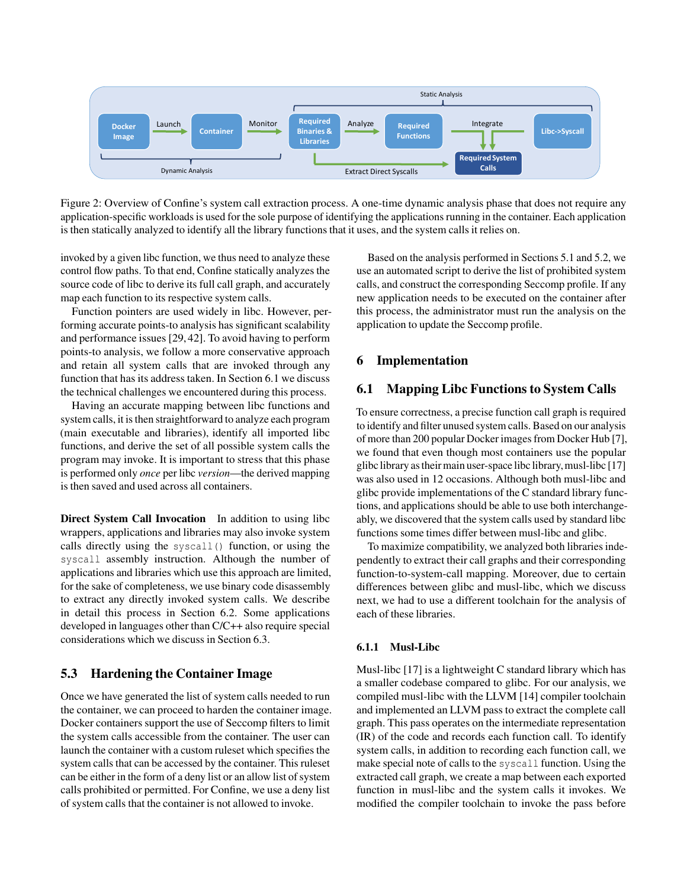Figure 2: Overview of Confine's system call extraction process. A one-time dynamic analysis phase that does not require any application-specific workloads is used for the sole purpose of identifying the applications running in the container. Each application is then statically analyzed to identify all the library functions that it uses, and the system calls it relies on.

invoked by a given libc function, we thus need to analyze these control flow paths. To that end, Confine statically analyzes the source code of libc to derive its full call graph, and accurately map each function to its respective system calls.

Function pointers are used widely in libc. However, performing accurate points-to analysis has significant scalability and performance issues [29, 42]. To avoid having to perform points-to analysis, we follow a more conservative approach and retain all system calls that are invoked through any function that has its address taken. In Section 6.1 we discuss the technical challenges we encountered during this process.

Having an accurate mapping between libc functions and system calls, it is then straightforward to analyze each program (main executable and libraries), identify all imported libc functions, and derive the set of all possible system calls the program may invoke. It is important to stress that this phase is performed only *once* per libc *version*—the derived mapping is then saved and used across all containers.

**Direct System Call Invocation** In addition to using libc wrappers, applications and libraries may also invoke system calls directly using the `syscall()` function, or using the `syscall` assembly instruction. Although the number of applications and libraries which use this approach are limited, for the sake of completeness, we use binary code disassembly to extract any directly invoked system calls. We describe in detail this process in Section 6.2. Some applications developed in languages other than C/C++ also require special considerations which we discuss in Section 6.3.

## 5.3 Hardening the Container Image

Once we have generated the list of system calls needed to run the container, we can proceed to harden the container image. Docker containers support the use of Seccomp filters to limit the system calls accessible from the container. The user can launch the container with a custom ruleset which specifies the system calls that can be accessed by the container. This ruleset can be either in the form of a deny list or an allow list of system calls prohibited or permitted. For Confine, we use a deny list of system calls that the container is not allowed to invoke.

Based on the analysis performed in Sections 5.1 and 5.2, we use an automated script to derive the list of prohibited system calls, and construct the corresponding Seccomp profile. If any new application needs to be executed on the container after this process, the administrator must run the analysis on the application to update the Seccomp profile.

# 6 Implementation

## 6.1 Mapping Libc Functions to System Calls

To ensure correctness, a precise function call graph is required to identify and filter unused system calls. Based on our analysis of more than 200 popular Docker images from Docker Hub [7], we found that even though most containers use the popular glibc library as their main user-space libc library, musl-libc [17] was also used in 12 occasions. Although both musl-libc and glibc provide implementations of the C standard library functions, and applications should be able to use both interchangeably, we discovered that the system calls used by standard libc functions some times differ between musl-libc and glibc.

To maximize compatibility, we analyzed both libraries independently to extract their call graphs and their corresponding function-to-system-call mapping. Moreover, due to certain differences between glibc and musl-libc, which we discuss next, we had to use a different toolchain for the analysis of each of these libraries.

### 6.1.1 Musl-Libc

Musl-libc [17] is a lightweight C standard library which has a smaller codebase compared to glibc. For our analysis, we compiled musl-libc with the LLVM [14] compiler toolchain and implemented an LLVM pass to extract the complete call graph. This pass operates on the intermediate representation (IR) of the code and records each function call. To identify system calls, in addition to recording each function call, we make special note of calls to the `syscall` function. Using the extracted call graph, we create a map between each exported function in musl-libc and the system calls it invokes. We modified the compiler toolchain to invoke the pass before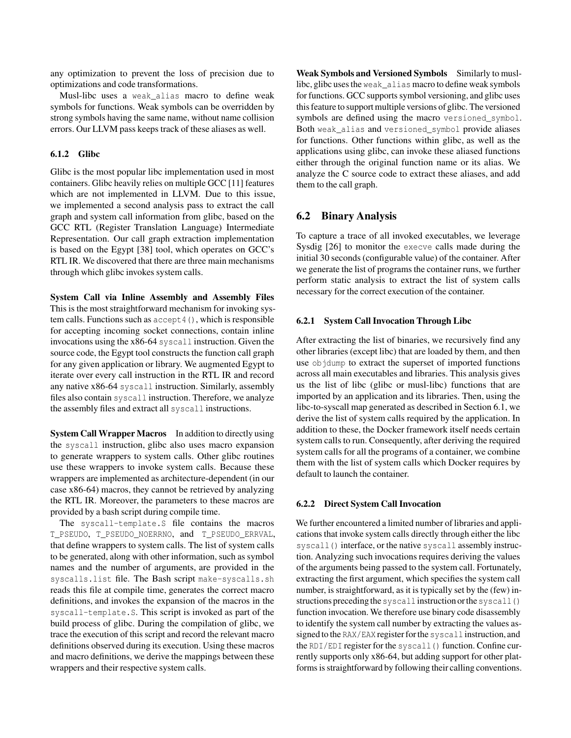any optimization to prevent the loss of precision due to optimizations and code transformations.

Musl-libc uses a `weak_alias` macro to define weak symbols for functions. Weak symbols can be overridden by strong symbols having the same name, without name collision errors. Our LLVM pass keeps track of these aliases as well.

#### 6.1.2 Glibc

Glibc is the most popular libc implementation used in most containers. Glibc heavily relies on multiple GCC [11] features which are not implemented in LLVM. Due to this issue, we implemented a second analysis pass to extract the call graph and system call information from glibc, based on the GCC RTL (Register Translation Language) Intermediate Representation. Our call graph extraction implementation is based on the Egypt [38] tool, which operates on GCC's RTL IR. We discovered that there are three main mechanisms through which glibc invokes system calls.

**System Call via Inline Assembly and Assembly Files** This is the most straightforward mechanism for invoking system calls. Functions such as `accept4()`, which is responsible for accepting incoming socket connections, contain inline invocations using the x86-64 `syscall` instruction. Given the source code, the Egypt tool constructs the function call graph for any given application or library. We augmented Egypt to iterate over every call instruction in the RTL IR and record any native x86-64 `syscall` instruction. Similarly, assembly files also contain `syscall` instruction. Therefore, we analyze the assembly files and extract all `syscall` instructions.

**System Call Wrapper Macros** In addition to directly using the `syscall` instruction, glibc also uses macro expansion to generate wrappers to system calls. Other glibc routines use these wrappers to invoke system calls. Because these wrappers are implemented as architecture-dependent (in our case x86-64) macros, they cannot be retrieved by analyzing the RTL IR. Moreover, the parameters to these macros are provided by a bash script during compile time.

The `syscall-template.S` file contains the macros `T_PSEUDO`, `T_PSEUDO_NOERRNO`, and `T_PSEUDO_ERRVAL`, that define wrappers to system calls. The list of system calls to be generated, along with other information, such as symbol names and the number of arguments, are provided in the `syscalls.list` file. The Bash script `make-syscalls.sh` reads this file at compile time, generates the correct macro definitions, and invokes the expansion of the macros in the `syscall-template.S`. This script is invoked as part of the build process of glibc. During the compilation of glibc, we trace the execution of this script and record the relevant macro definitions observed during its execution. Using these macros and macro definitions, we derive the mappings between these wrappers and their respective system calls.

**Weak Symbols and Versioned Symbols** Similarly to musl-libc, glibc uses the `weak_alias` macro to define weak symbols for functions. GCC supports symbol versioning, and glibc uses this feature to support multiple versions of glibc. The versioned symbols are defined using the macro `versioned_symbol`. Both `weak_alias` and `versioned_symbol` provide aliases for functions. Other functions within glibc, as well as the applications using glibc, can invoke these aliased functions either through the original function name or its alias. We analyze the C source code to extract these aliases, and add them to the call graph.

### 6.2 Binary Analysis

To capture a trace of all invoked executables, we leverage Sysdig [26] to monitor the `execve` calls made during the initial 30 seconds (configurable value) of the container. After we generate the list of programs the container runs, we further perform static analysis to extract the list of system calls necessary for the correct execution of the container.

#### 6.2.1 System Call Invocation Through Libc

After extracting the list of binaries, we recursively find any other libraries (except libc) that are loaded by them, and then use `objdump` to extract the superset of imported functions across all main executables and libraries. This analysis gives us the list of libc (glibc or musl-libc) functions that are imported by an application and its libraries. Then, using the libc-to-syscall map generated as described in Section 6.1, we derive the list of system calls required by the application. In addition to these, the Docker framework itself needs certain system calls to run. Consequently, after deriving the required system calls for all the programs of a container, we combine them with the list of system calls which Docker requires by default to launch the container.

#### 6.2.2 Direct System Call Invocation

We further encountered a limited number of libraries and applications that invoke system calls directly through either the libc `syscall()` interface, or the native `syscall` assembly instruction. Analyzing such invocations requires deriving the values of the arguments being passed to the system call. Fortunately, extracting the first argument, which specifies the system call number, is straightforward, as it is typically set by the (few) instructions preceding the `syscall` instruction or the `syscall()` function invocation. We therefore use binary code disassembly to identify the system call number by extracting the values assigned to the `RAX/EAX` register for the `syscall` instruction, and the `RDI/EDI` register for the `syscall()` function. Confine currently supports only x86-64, but adding support for other platforms is straightforward by following their calling conventions.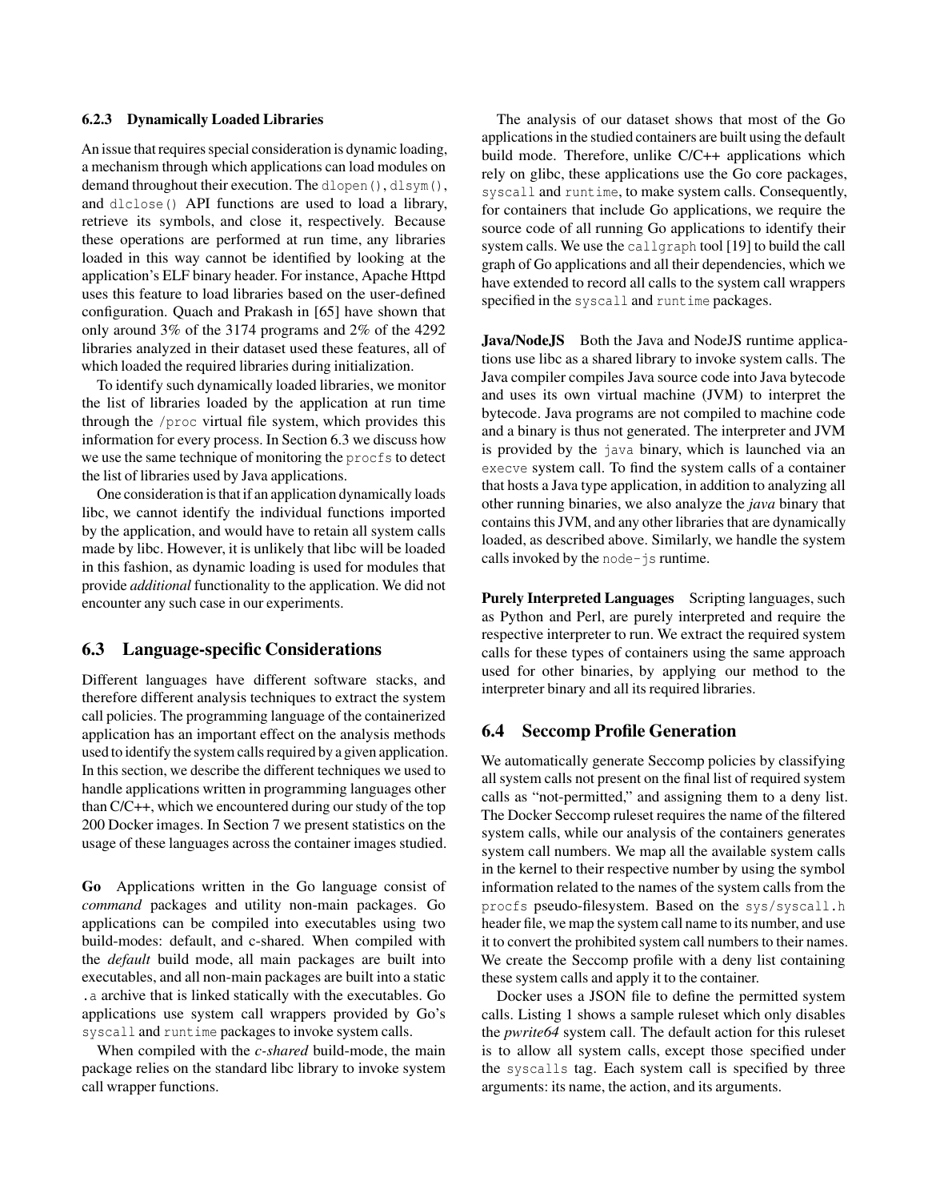#### 6.2.3 Dynamically Loaded Libraries

An issue that requires special consideration is dynamic loading, a mechanism through which applications can load modules on demand throughout their execution. The `dlopen()`, `dlsym()`, and `dlclose()` API functions are used to load a library, retrieve its symbols, and close it, respectively. Because these operations are performed at run time, any libraries loaded in this way cannot be identified by looking at the application's ELF binary header. For instance, Apache Httpd uses this feature to load libraries based on the user-defined configuration. Quach and Prakash in [65] have shown that only around 3% of the 3174 programs and 2% of the 4292 libraries analyzed in their dataset used these features, all of which loaded the required libraries during initialization.

To identify such dynamically loaded libraries, we monitor the list of libraries loaded by the application at run time through the `/proc` virtual file system, which provides this information for every process. In Section 6.3 we discuss how we use the same technique of monitoring the `procfs` to detect the list of libraries used by Java applications.

One consideration is that if an application dynamically loads libc, we cannot identify the individual functions imported by the application, and would have to retain all system calls made by libc. However, it is unlikely that libc will be loaded in this fashion, as dynamic loading is used for modules that provide *additional* functionality to the application. We did not encounter any such case in our experiments.

### 6.3 Language-specific Considerations

Different languages have different software stacks, and therefore different analysis techniques to extract the system call policies. The programming language of the containerized application has an important effect on the analysis methods used to identify the system calls required by a given application. In this section, we describe the different techniques we used to handle applications written in programming languages other than C/C++, which we encountered during our study of the top 200 Docker images. In Section 7 we present statistics on the usage of these languages across the container images studied.

**Go** Applications written in the Go language consist of *command* packages and utility non-main packages. Go applications can be compiled into executables using two build-modes: default, and c-shared. When compiled with the *default* build mode, all main packages are built into executables, and all non-main packages are built into a static `.a` archive that is linked statically with the executables. Go applications use system call wrappers provided by Go's `syscall` and `runtime` packages to invoke system calls.

When compiled with the *c-shared* build-mode, the main package relies on the standard libc library to invoke system call wrapper functions.

The analysis of our dataset shows that most of the Go applications in the studied containers are built using the default build mode. Therefore, unlike C/C++ applications which rely on glibc, these applications use the Go core packages, `syscall` and `runtime`, to make system calls. Consequently, for containers that include Go applications, we require the source code of all running Go applications to identify their system calls. We use the `callgraph` tool [19] to build the call graph of Go applications and all their dependencies, which we have extended to record all calls to the system call wrappers specified in the `syscall` and `runtime` packages.

**Java/NodeJS** Both the Java and NodeJS runtime applications use libc as a shared library to invoke system calls. The Java compiler compiles Java source code into Java bytecode and uses its own virtual machine (JVM) to interpret the bytecode. Java programs are not compiled to machine code and a binary is thus not generated. The interpreter and JVM is provided by the `java` binary, which is launched via an `execve` system call. To find the system calls of a container that hosts a Java type application, in addition to analyzing all other running binaries, we also analyze the *java* binary that contains this JVM, and any other libraries that are dynamically loaded, as described above. Similarly, we handle the system calls invoked by the `node-js` runtime.

**Purely Interpreted Languages** Scripting languages, such as Python and Perl, are purely interpreted and require the respective interpreter to run. We extract the required system calls for these types of containers using the same approach used for other binaries, by applying our method to the interpreter binary and all its required libraries.

### 6.4 Seccomp Profile Generation

We automatically generate Seccomp policies by classifying all system calls not present on the final list of required system calls as "not-permitted," and assigning them to a deny list. The Docker Seccomp ruleset requires the name of the filtered system calls, while our analysis of the containers generates system call numbers. We map all the available system calls in the kernel to their respective number by using the symbol information related to the names of the system calls from the `procfs` pseudo-filesystem. Based on the `sys/syscall.h` header file, we map the system call name to its number, and use it to convert the prohibited system call numbers to their names. We create the Seccomp profile with a deny list containing these system calls and apply it to the container.

Docker uses a JSON file to define the permitted system calls. Listing 1 shows a sample ruleset which only disables the *pwrite64* system call. The default action for this ruleset is to allow all system calls, except those specified under the `syscalls` tag. Each system call is specified by three arguments: its name, the action, and its arguments.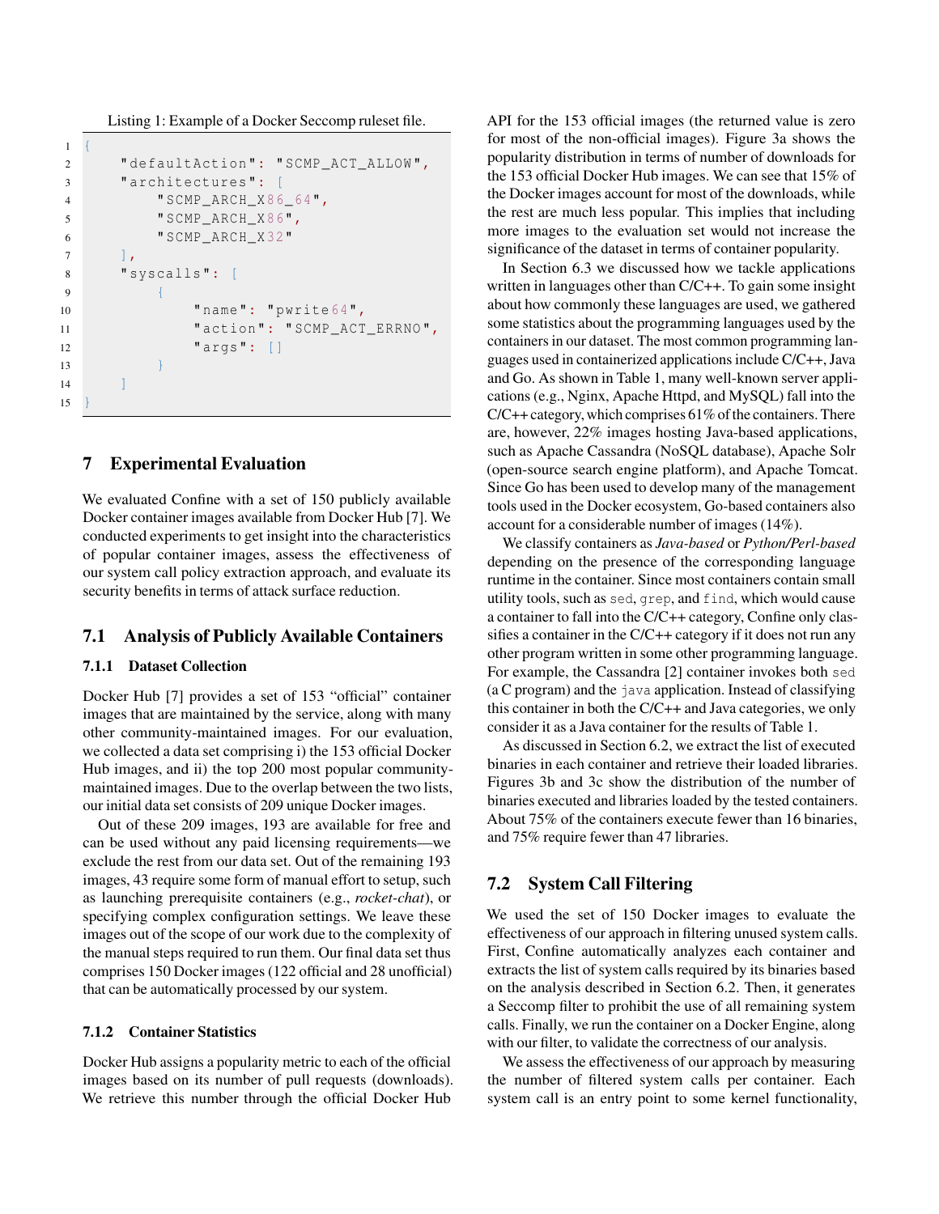Listing 1: Example of a Docker Seccomp ruleset file.

```
{
    "defaultAction": "SCMP_ACT_ALLOW",
    "architectures": [
        "SCMP_ARCH_X86_64",
        "SCMP_ARCH_X86",
        "SCMP_ARCH_X32"
    ],
    "syscalls": [
        {
            "name": "pwrite64",
            "action": "SCMP_ACT_ERRNO",
            "args": []
        }
    ]
}
```

## 7 Experimental Evaluation

We evaluated Confine with a set of 150 publicly available Docker container images available from Docker Hub [7]. We conducted experiments to get insight into the characteristics of popular container images, assess the effectiveness of our system call policy extraction approach, and evaluate its security benefits in terms of attack surface reduction.

### 7.1 Analysis of Publicly Available Containers

#### 7.1.1 Dataset Collection

Docker Hub [7] provides a set of 153 "official" container images that are maintained by the service, along with many other community-maintained images. For our evaluation, we collected a data set comprising i) the 153 official Docker Hub images, and ii) the top 200 most popular community-maintained images. Due to the overlap between the two lists, our initial data set consists of 209 unique Docker images.

Out of these 209 images, 193 are available for free and can be used without any paid licensing requirements—we exclude the rest from our data set. Out of the remaining 193 images, 43 require some form of manual effort to setup, such as launching prerequisite containers (e.g., *rocket-chat*), or specifying complex configuration settings. We leave these images out of the scope of our work due to the complexity of the manual steps required to run them. Our final data set thus comprises 150 Docker images (122 official and 28 unofficial) that can be automatically processed by our system.

#### 7.1.2 Container Statistics

Docker Hub assigns a popularity metric to each of the official images based on its number of pull requests (downloads). We retrieve this number through the official Docker Hub API for the 153 official images (the returned value is zero for most of the non-official images). Figure 3a shows the popularity distribution in terms of number of downloads for the 153 official Docker Hub images. We can see that 15% of the Docker images account for most of the downloads, while the rest are much less popular. This implies that including more images to the evaluation set would not increase the significance of the dataset in terms of container popularity.

In Section 6.3 we discussed how we tackle applications written in languages other than C/C++. To gain some insight about how commonly these languages are used, we gathered some statistics about the programming languages used by the containers in our dataset. The most common programming languages used in containerized applications include C/C++, Java and Go. As shown in Table 1, many well-known server applications (e.g., Nginx, Apache Httpd, and MySQL) fall into the C/C++ category, which comprises 61% of the containers. There are, however, 22% images hosting Java-based applications, such as Apache Cassandra (NoSQL database), Apache Solr (open-source search engine platform), and Apache Tomcat. Since Go has been used to develop many of the management tools used in the Docker ecosystem, Go-based containers also account for a considerable number of images (14%).

We classify containers as *Java-based* or *Python/Perl-based* depending on the presence of the corresponding language runtime in the container. Since most containers contain small utility tools, such as `sed`, `grep`, and `find`, which would cause a container to fall into the C/C++ category, Confine only classifies a container in the C/C++ category if it does not run any other program written in some other programming language. For example, the Cassandra [2] container invokes both `sed` (a C program) and the `java` application. Instead of classifying this container in both the C/C++ and Java categories, we only consider it as a Java container for the results of Table 1.

As discussed in Section 6.2, we extract the list of executed binaries in each container and retrieve their loaded libraries. Figures 3b and 3c show the distribution of the number of binaries executed and libraries loaded by the tested containers. About 75% of the containers execute fewer than 16 binaries, and 75% require fewer than 47 libraries.

### 7.2 System Call Filtering

We used the set of 150 Docker images to evaluate the effectiveness of our approach in filtering unused system calls. First, Confine automatically analyzes each container and extracts the list of system calls required by its binaries based on the analysis described in Section 6.2. Then, it generates a Seccomp filter to prohibit the use of all remaining system calls. Finally, we run the container on a Docker Engine, along with our filter, to validate the correctness of our analysis.

We assess the effectiveness of our approach by measuring the number of filtered system calls per container. Each system call is an entry point to some kernel functionality,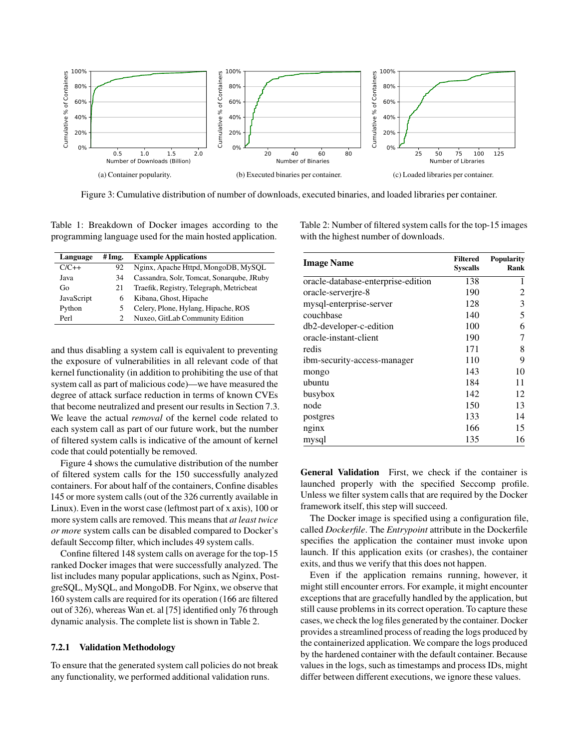Figure 3: Cumulative distribution of number of downloads, executed binaries, and loaded libraries per container.

(a) Container popularity. (b) Executed binaries per container. (c) Loaded libraries per container.

Table 1: Breakdown of Docker images according to the programming language used for the main hosted application.

| Language | # Img. | Example Applications |
|---|---|---|
| C/C++ | 92 | Nginx, Apache Httpd, MongoDB, MySQL |
| Java | 34 | Cassandra, Solr, Tomcat, Sonarqube, JRuby |
| Go | 21 | Traefik, Registry, Telegraph, Metricbeat |
| JavaScript | 6 | Kibana, Ghost, Hipache |
| Python | 5 | Celery, Plone, Hylang, Hipache, ROS |
| Perl | 2 | Nuxeo, GitLab Community Edition |

and thus disabling a system call is equivalent to preventing the exposure of vulnerabilities in all relevant code of that kernel functionality (in addition to prohibiting the use of that system call as part of malicious code)—we have measured the degree of attack surface reduction in terms of known CVEs that become neutralized and present our results in Section 7.3. We leave the actual *removal* of the kernel code related to each system call as part of our future work, but the number of filtered system calls is indicative of the amount of kernel code that could potentially be removed.

Figure 4 shows the cumulative distribution of the number of filtered system calls for the 150 successfully analyzed containers. For about half of the containers, Confine disables 145 or more system calls (out of the 326 currently available in Linux). Even in the worst case (leftmost part of x axis), 100 or more system calls are removed. This means that *at least twice or more* system calls can be disabled compared to Docker's default Seccomp filter, which includes 49 system calls.

Confine filtered 148 system calls on average for the top-15 ranked Docker images that were successfully analyzed. The list includes many popular applications, such as Nginx, PostgreSQL, MySQL, and MongoDB. For Nginx, we observe that 160 system calls are required for its operation (166 are filtered out of 326), whereas Wan et. al [75] identified only 76 through dynamic analysis. The complete list is shown in Table 2.

### 7.2.1 Validation Methodology

To ensure that the generated system call policies do not break any functionality, we performed additional validation runs.

Table 2: Number of filtered system calls for the top-15 images with the highest number of downloads.

| Image Name | Filtered Syscalls | Popularity Rank |
|---|---|---|
| oracle-database-enterprise-edition | 138 | 1 |
| oracle-serverjre-8 | 190 | 2 |
| mysql-enterprise-server | 128 | 3 |
| couchbase | 140 | 5 |
| db2-developer-c-edition | 100 | 6 |
| oracle-instant-client | 190 | 7 |
| redis | 171 | 8 |
| ibm-security-access-manager | 110 | 9 |
| mongo | 143 | 10 |
| ubuntu | 184 | 11 |
| busybox | 142 | 12 |
| node | 150 | 13 |
| postgres | 133 | 14 |
| nginx | 166 | 15 |
| mysql | 135 | 16 |

**General Validation** First, we check if the container is launched properly with the specified Seccomp profile. Unless we filter system calls that are required by the Docker framework itself, this step will succeed.

The Docker image is specified using a configuration file, called *Dockerfile*. The *Entrypoint* attribute in the Dockerfile specifies the application the container must invoke upon launch. If this application exits (or crashes), the container exits, and thus we verify that this does not happen.

Even if the application remains running, however, it might still encounter errors. For example, it might encounter exceptions that are gracefully handled by the application, but still cause problems in its correct operation. To capture these cases, we check the log files generated by the container. Docker provides a streamlined process of reading the logs produced by the containerized application. We compare the logs produced by the hardened container with the default container. Because values in the logs, such as timestamps and process IDs, might differ between different executions, we ignore these values.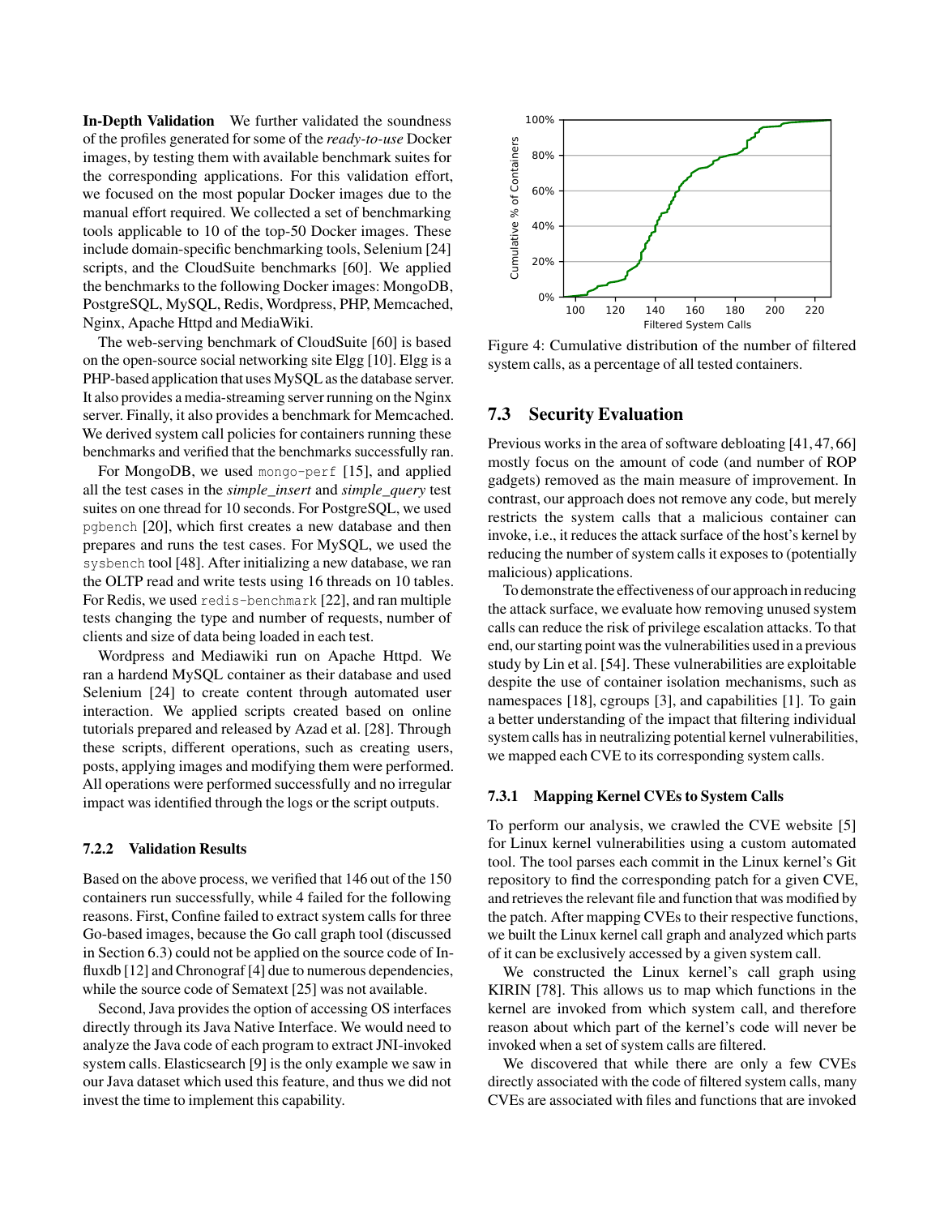**In-Depth Validation** We further validated the soundness of the profiles generated for some of the *ready-to-use* Docker images, by testing them with available benchmark suites for the corresponding applications. For this validation effort, we focused on the most popular Docker images due to the manual effort required. We collected a set of benchmarking tools applicable to 10 of the top-50 Docker images. These include domain-specific benchmarking tools, Selenium [24] scripts, and the CloudSuite benchmarks [60]. We applied the benchmarks to the following Docker images: MongoDB, PostgreSQL, MySQL, Redis, Wordpress, PHP, Memcached, Nginx, Apache Httpd and MediaWiki.

The web-serving benchmark of CloudSuite [60] is based on the open-source social networking site Elgg [10]. Elgg is a PHP-based application that uses MySQL as the database server. It also provides a media-streaming server running on the Nginx server. Finally, it also provides a benchmark for Memcached. We derived system call policies for containers running these benchmarks and verified that the benchmarks successfully ran.

For MongoDB, we used `mongo-perf` [15], and applied all the test cases in the *simple_insert* and *simple_query* test suites on one thread for 10 seconds. For PostgreSQL, we used `pgbench` [20], which first creates a new database and then prepares and runs the test cases. For MySQL, we used the `sysbench` tool [48]. After initializing a new database, we ran the OLTP read and write tests using 16 threads on 10 tables. For Redis, we used `redis-benchmark` [22], and ran multiple tests changing the type and number of requests, number of clients and size of data being loaded in each test.

Wordpress and Mediawiki run on Apache Httpd. We ran a hardend MySQL container as their database and used Selenium [24] to create content through automated user interaction. We applied scripts created based on online tutorials prepared and released by Azad et al. [28]. Through these scripts, different operations, such as creating users, posts, applying images and modifying them were performed. All operations were performed successfully and no irregular impact was identified through the logs or the script outputs.

#### 7.2.2 Validation Results

Based on the above process, we verified that 146 out of the 150 containers run successfully, while 4 failed for the following reasons. First, Confine failed to extract system calls for three Go-based images, because the Go call graph tool (discussed in Section 6.3) could not be applied on the source code of Influxdb [12] and Chronograf [4] due to numerous dependencies, while the source code of Sematext [25] was not available.

Second, Java provides the option of accessing OS interfaces directly through its Java Native Interface. We would need to analyze the Java code of each program to extract JNI-invoked system calls. Elasticsearch [9] is the only example we saw in our Java dataset which used this feature, and thus we did not invest the time to implement this capability.

Figure 4: Cumulative distribution of the number of filtered system calls, as a percentage of all tested containers.

### 7.3 Security Evaluation

Previous works in the area of software debloating [41, 47, 66] mostly focus on the amount of code (and number of ROP gadgets) removed as the main measure of improvement. In contrast, our approach does not remove any code, but merely restricts the system calls that a malicious container can invoke, i.e., it reduces the attack surface of the host's kernel by reducing the number of system calls it exposes to (potentially malicious) applications.

To demonstrate the effectiveness of our approach in reducing the attack surface, we evaluate how removing unused system calls can reduce the risk of privilege escalation attacks. To that end, our starting point was the vulnerabilities used in a previous study by Lin et al. [54]. These vulnerabilities are exploitable despite the use of container isolation mechanisms, such as namespaces [18], cgroups [3], and capabilities [1]. To gain a better understanding of the impact that filtering individual system calls has in neutralizing potential kernel vulnerabilities, we mapped each CVE to its corresponding system calls.

#### 7.3.1 Mapping Kernel CVEs to System Calls

To perform our analysis, we crawled the CVE website [5] for Linux kernel vulnerabilities using a custom automated tool. The tool parses each commit in the Linux kernel's Git repository to find the corresponding patch for a given CVE, and retrieves the relevant file and function that was modified by the patch. After mapping CVEs to their respective functions, we built the Linux kernel call graph and analyzed which parts of it can be exclusively accessed by a given system call.

We constructed the Linux kernel's call graph using KIRIN [78]. This allows us to map which functions in the kernel are invoked from which system call, and therefore reason about which part of the kernel's code will never be invoked when a set of system calls are filtered.

We discovered that while there are only a few CVEs directly associated with the code of filtered system calls, many CVEs are associated with files and functions that are invoked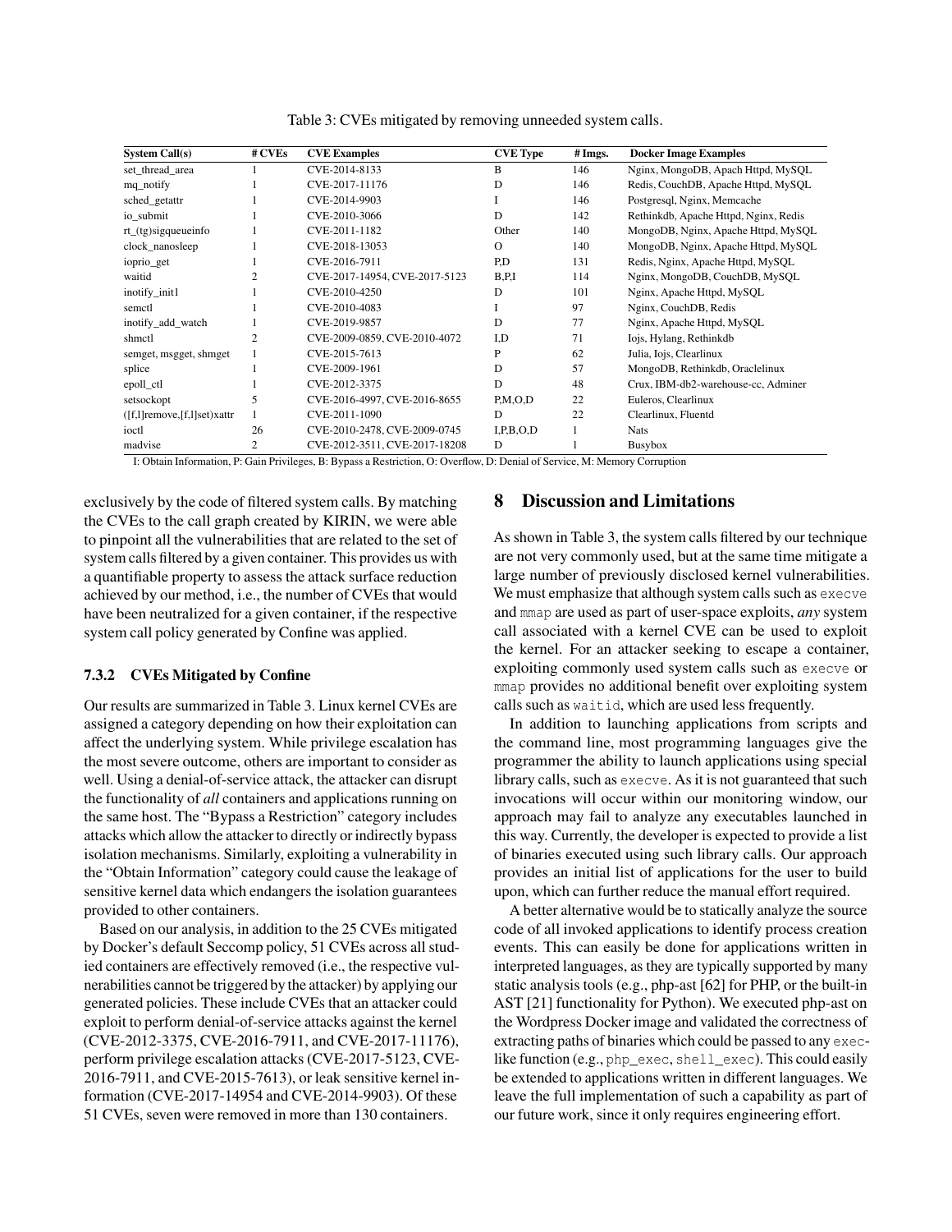Table 3: CVEs mitigated by removing unneeded system calls.

| System Call(s) | # CVEs | CVE Examples | CVE Type | # Imgs. | Docker Image Examples |
|---|---|---|---|---|---|
| set_thread_area | 1 | CVE-2014-8133 | B | 146 | Nginx, MongoDB, Apach Httpd, MySQL |
| mq_notify | 1 | CVE-2017-11176 | D | 146 | Redis, CouchDB, Apache Httpd, MySQL |
| sched_getattr | 1 | CVE-2014-9903 | I | 146 | Postgresql, Nginx, Memcache |
| io_submit | 1 | CVE-2010-3066 | D | 142 | Rethinkdb, Apache Httpd, Nginx, Redis |
| rt_(tg)sigqueueinfo | 1 | CVE-2011-1182 | Other | 140 | MongoDB, Nginx, Apache Httpd, MySQL |
| clock_nanosleep | 1 | CVE-2018-13053 | O | 140 | MongoDB, Nginx, Apache Httpd, MySQL |
| ioprio_get | 1 | CVE-2016-7911 | P,D | 131 | Redis, Nginx, Apache Httpd, MySQL |
| waitid | 2 | CVE-2017-14954, CVE-2017-5123 | B,P,I | 114 | Nginx, MongoDB, CouchDB, MySQL |
| inotify_init1 | 1 | CVE-2010-4250 | D | 101 | Nginx, Apache Httpd, MySQL |
| semctl | 1 | CVE-2010-4083 | I | 97 | Nginx, CouchDB, Redis |
| inotify_add_watch | 1 | CVE-2019-9857 | D | 77 | Nginx, Apache Httpd, MySQL |
| shmctl | 2 | CVE-2009-0859, CVE-2010-4072 | I,D | 71 | Iojs, Hylang, Rethinkdb |
| semget, msgget, shmget | 1 | CVE-2015-7613 | P | 62 | Julia, Iojs, Clearlinux |
| splice | 1 | CVE-2009-1961 | D | 57 | MongoDB, Rethinkdb, Oraclelinux |
| epoll_ctl | 1 | CVE-2012-3375 | D | 48 | Crux, IBM-db2-warehouse-cc, Adminer |
| setsockopt | 5 | CVE-2016-4997, CVE-2016-8655 | P,M,O,D | 22 | Euleros, Clearlinux |
| ([f,l]remove,[f,l]set)xattr | 1 | CVE-2011-1090 | D | 22 | Clearlinux, Fluentd |
| ioctl | 26 | CVE-2010-2478, CVE-2009-0745 | I,P,B,O,D | 1 | Nats |
| madvise | 2 | CVE-2012-3511, CVE-2017-18208 | D | 1 | Busybox |

I: Obtain Information, P: Gain Privileges, B: Bypass a Restriction, O: Overflow, D: Denial of Service, M: Memory Corruption

exclusively by the code of filtered system calls. By matching the CVEs to the call graph created by KIRIN, we were able to pinpoint all the vulnerabilities that are related to the set of system calls filtered by a given container. This provides us with a quantifiable property to assess the attack surface reduction achieved by our method, i.e., the number of CVEs that would have been neutralized for a given container, if the respective system call policy generated by Confine was applied.

### 7.3.2 CVEs Mitigated by Confine

Our results are summarized in Table 3. Linux kernel CVEs are assigned a category depending on how their exploitation can affect the underlying system. While privilege escalation has the most severe outcome, others are important to consider as well. Using a denial-of-service attack, the attacker can disrupt the functionality of *all* containers and applications running on the same host. The "Bypass a Restriction" category includes attacks which allow the attacker to directly or indirectly bypass isolation mechanisms. Similarly, exploiting a vulnerability in the "Obtain Information" category could cause the leakage of sensitive kernel data which endangers the isolation guarantees provided to other containers.

Based on our analysis, in addition to the 25 CVEs mitigated by Docker's default Seccomp policy, 51 CVEs across all studied containers are effectively removed (i.e., the respective vulnerabilities cannot be triggered by the attacker) by applying our generated policies. These include CVEs that an attacker could exploit to perform denial-of-service attacks against the kernel (CVE-2012-3375, CVE-2016-7911, and CVE-2017-11176), perform privilege escalation attacks (CVE-2017-5123, CVE-2016-7911, and CVE-2015-7613), or leak sensitive kernel information (CVE-2017-14954 and CVE-2014-9903). Of these 51 CVEs, seven were removed in more than 130 containers.

## 8 Discussion and Limitations

As shown in Table 3, the system calls filtered by our technique are not very commonly used, but at the same time mitigate a large number of previously disclosed kernel vulnerabilities. We must emphasize that although system calls such as `execve` and `mmap` are used as part of user-space exploits, *any* system call associated with a kernel CVE can be used to exploit the kernel. For an attacker seeking to escape a container, exploiting commonly used system calls such as `execve` or `mmap` provides no additional benefit over exploiting system calls such as `waitid`, which are used less frequently.

In addition to launching applications from scripts and the command line, most programming languages give the programmer the ability to launch applications using special library calls, such as `execve`. As it is not guaranteed that such invocations will occur within our monitoring window, our approach may fail to analyze any executables launched in this way. Currently, the developer is expected to provide a list of binaries executed using such library calls. Our approach provides an initial list of applications for the user to build upon, which can further reduce the manual effort required.

A better alternative would be to statically analyze the source code of all invoked applications to identify process creation events. This can easily be done for applications written in interpreted languages, as they are typically supported by many static analysis tools (e.g., php-ast [62] for PHP, or the built-in AST [21] functionality for Python). We executed php-ast on the Wordpress Docker image and validated the correctness of extracting paths of binaries which could be passed to any `exec`-like function (e.g., `php_exec`, `shell_exec`). This could easily be extended to applications written in different languages. We leave the full implementation of such a capability as part of our future work, since it only requires engineering effort.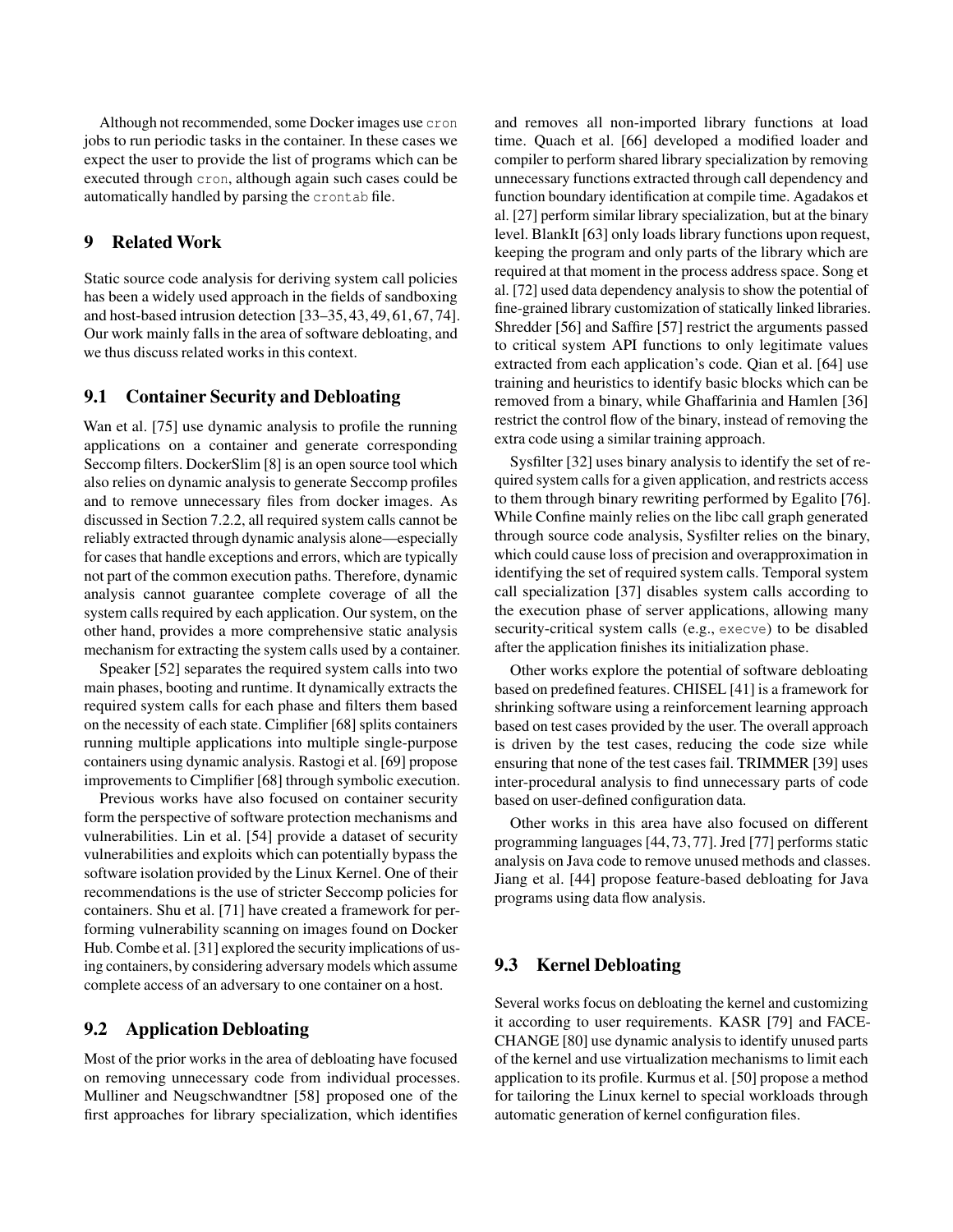Although not recommended, some Docker images use cron jobs to run periodic tasks in the container. In these cases we expect the user to provide the list of programs which can be executed through cron, although again such cases could be automatically handled by parsing the crontab file.

## 9 Related Work

Static source code analysis for deriving system call policies has been a widely used approach in the fields of sandboxing and host-based intrusion detection [33–35, 43, 49, 61, 67, 74]. Our work mainly falls in the area of software debloating, and we thus discuss related works in this context.

### 9.1 Container Security and Debloating

Wan et al. [75] use dynamic analysis to profile the running applications on a container and generate corresponding Seccomp filters. DockerSlim [8] is an open source tool which also relies on dynamic analysis to generate Seccomp profiles and to remove unnecessary files from docker images. As discussed in Section 7.2.2, all required system calls cannot be reliably extracted through dynamic analysis alone—especially for cases that handle exceptions and errors, which are typically not part of the common execution paths. Therefore, dynamic analysis cannot guarantee complete coverage of all the system calls required by each application. Our system, on the other hand, provides a more comprehensive static analysis mechanism for extracting the system calls used by a container.

Speaker [52] separates the required system calls into two main phases, booting and runtime. It dynamically extracts the required system calls for each phase and filters them based on the necessity of each state. Cimplifier [68] splits containers running multiple applications into multiple single-purpose containers using dynamic analysis. Rastogi et al. [69] propose improvements to Cimplifier [68] through symbolic execution.

Previous works have also focused on container security form the perspective of software protection mechanisms and vulnerabilities. Lin et al. [54] provide a dataset of security vulnerabilities and exploits which can potentially bypass the software isolation provided by the Linux Kernel. One of their recommendations is the use of stricter Seccomp policies for containers. Shu et al. [71] have created a framework for performing vulnerability scanning on images found on Docker Hub. Combe et al. [31] explored the security implications of using containers, by considering adversary models which assume complete access of an adversary to one container on a host.

### 9.2 Application Debloating

Most of the prior works in the area of debloating have focused on removing unnecessary code from individual processes. Mulliner and Neugschwandtner [58] proposed one of the first approaches for library specialization, which identifies and removes all non-imported library functions at load time. Quach et al. [66] developed a modified loader and compiler to perform shared library specialization by removing unnecessary functions extracted through call dependency and function boundary identification at compile time. Agadakos et al. [27] perform similar library specialization, but at the binary level. BlankIt [63] only loads library functions upon request, keeping the program and only parts of the library which are required at that moment in the process address space. Song et al. [72] used data dependency analysis to show the potential of fine-grained library customization of statically linked libraries. Shredder [56] and Saffire [57] restrict the arguments passed to critical system API functions to only legitimate values extracted from each application's code. Qian et al. [64] use training and heuristics to identify basic blocks which can be removed from a binary, while Ghaffarinia and Hamlen [36] restrict the control flow of the binary, instead of removing the extra code using a similar training approach.

Sysfilter [32] uses binary analysis to identify the set of required system calls for a given application, and restricts access to them through binary rewriting performed by Egalito [76]. While Confine mainly relies on the libc call graph generated through source code analysis, Sysfilter relies on the binary, which could cause loss of precision and overapproximation in identifying the set of required system calls. Temporal system call specialization [37] disables system calls according to the execution phase of server applications, allowing many security-critical system calls (e.g., execve) to be disabled after the application finishes its initialization phase.

Other works explore the potential of software debloating based on predefined features. CHISEL [41] is a framework for shrinking software using a reinforcement learning approach based on test cases provided by the user. The overall approach is driven by the test cases, reducing the code size while ensuring that none of the test cases fail. TRIMMER [39] uses inter-procedural analysis to find unnecessary parts of code based on user-defined configuration data.

Other works in this area have also focused on different programming languages [44, 73, 77]. Jred [77] performs static analysis on Java code to remove unused methods and classes. Jiang et al. [44] propose feature-based debloating for Java programs using data flow analysis.

### 9.3 Kernel Debloating

Several works focus on debloating the kernel and customizing it according to user requirements. KASR [79] and FACE-CHANGE [80] use dynamic analysis to identify unused parts of the kernel and use virtualization mechanisms to limit each application to its profile. Kurmus et al. [50] propose a method for tailoring the Linux kernel to special workloads through automatic generation of kernel configuration files.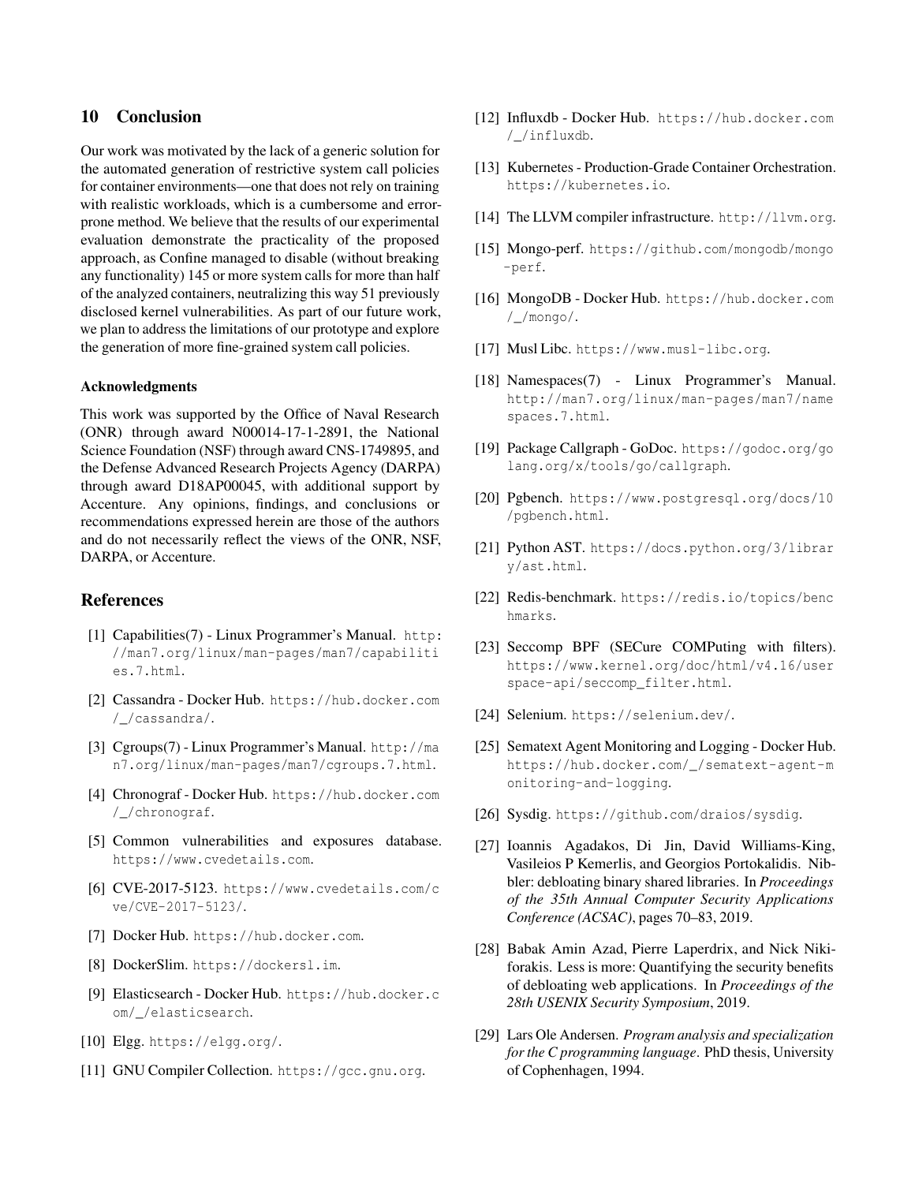## 10 Conclusion

Our work was motivated by the lack of a generic solution for the automated generation of restrictive system call policies for container environments—one that does not rely on training with realistic workloads, which is a cumbersome and error-prone method. We believe that the results of our experimental evaluation demonstrate the practicality of the proposed approach, as Confine managed to disable (without breaking any functionality) 145 or more system calls for more than half of the analyzed containers, neutralizing this way 51 previously disclosed kernel vulnerabilities. As part of our future work, we plan to address the limitations of our prototype and explore the generation of more fine-grained system call policies.

### Acknowledgments

This work was supported by the Office of Naval Research (ONR) through award N00014-17-1-2891, the National Science Foundation (NSF) through award CNS-1749895, and the Defense Advanced Research Projects Agency (DARPA) through award D18AP00045, with additional support by Accenture. Any opinions, findings, and conclusions or recommendations expressed herein are those of the authors and do not necessarily reflect the views of the ONR, NSF, DARPA, or Accenture.

## References

[1] Capabilities(7) - Linux Programmer's Manual. http://man7.org/linux/man-pages/man7/capabilities.7.html.

[2] Cassandra - Docker Hub. https://hub.docker.com/_/cassandra/.

[3] Cgroups(7) - Linux Programmer's Manual. http://man7.org/linux/man-pages/man7/cgroups.7.html.

[4] Chronograf - Docker Hub. https://hub.docker.com/_/chronograf.

[5] Common vulnerabilities and exposures database. https://www.cvedetails.com.

[6] CVE-2017-5123. https://www.cvedetails.com/cve/CVE-2017-5123/.

[7] Docker Hub. https://hub.docker.com.

[8] DockerSlim. https://dockersl.im.

[9] Elasticsearch - Docker Hub. https://hub.docker.com/_/elasticsearch.

[10] Elgg. https://elgg.org/.

[11] GNU Compiler Collection. https://gcc.gnu.org.

[12] Influxdb - Docker Hub. https://hub.docker.com/_/influxdb.

[13] Kubernetes - Production-Grade Container Orchestration. https://kubernetes.io.

[14] The LLVM compiler infrastructure. http://llvm.org.

[15] Mongo-perf. https://github.com/mongodb/mongo-perf.

[16] MongoDB - Docker Hub. https://hub.docker.com/_/mongo/.

[17] Musl Libc. https://www.musl-libc.org.

[18] Namespaces(7) - Linux Programmer's Manual. http://man7.org/linux/man-pages/man7/namespaces.7.html.

[19] Package Callgraph - GoDoc. https://godoc.org/golang.org/x/tools/go/callgraph.

[20] Pgbench. https://www.postgresql.org/docs/10/pgbench.html.

[21] Python AST. https://docs.python.org/3/library/ast.html.

[22] Redis-benchmark. https://redis.io/topics/benchmarks.

[23] Seccomp BPF (SECure COMPuting with filters). https://www.kernel.org/doc/html/v4.16/userspace-api/seccomp_filter.html.

[24] Selenium. https://selenium.dev/.

[25] Sematext Agent Monitoring and Logging - Docker Hub. https://hub.docker.com/_/sematext-agent-monitoring-and-logging.

[26] Sysdig. https://github.com/draios/sysdig.

[27] Ioannis Agadakos, Di Jin, David Williams-King, Vasileios P Kemerlis, and Georgios Portokalidis. Nibbler: debloating binary shared libraries. In *Proceedings of the 35th Annual Computer Security Applications Conference (ACSAC)*, pages 70–83, 2019.

[28] Babak Amin Azad, Pierre Laperdrix, and Nick Nikiforakis. Less is more: Quantifying the security benefits of debloating web applications. In *Proceedings of the 28th USENIX Security Symposium*, 2019.

[29] Lars Ole Andersen. *Program analysis and specialization for the C programming language*. PhD thesis, University of Cophenhagen, 1994.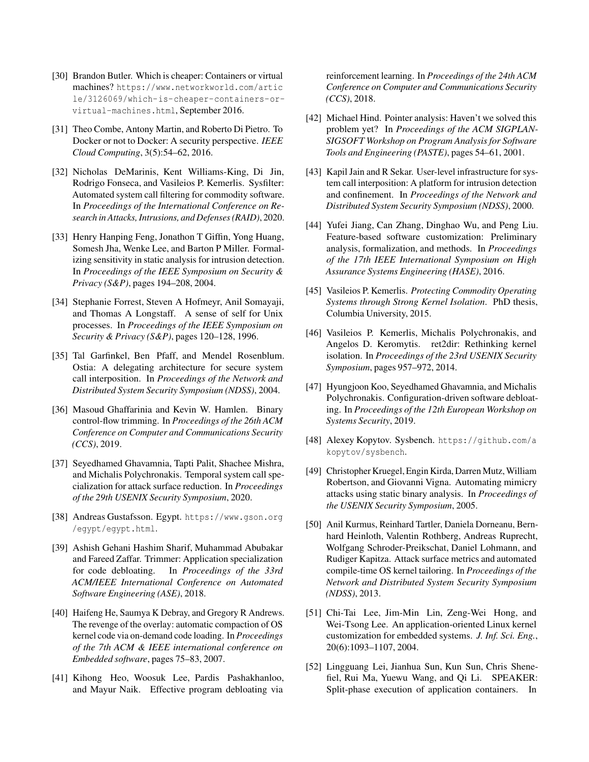[30] Brandon Butler. Which is cheaper: Containers or virtual machines? https://www.networkworld.com/article/3126069/which-is-cheaper-containers-or-virtual-machines.html, September 2016.

[31] Theo Combe, Antony Martin, and Roberto Di Pietro. To Docker or not to Docker: A security perspective. *IEEE Cloud Computing*, 3(5):54–62, 2016.

[32] Nicholas DeMarinis, Kent Williams-King, Di Jin, Rodrigo Fonseca, and Vasileios P. Kemerlis. Sysfilter: Automated system call filtering for commodity software. In *Proceedings of the International Conference on Research in Attacks, Intrusions, and Defenses (RAID)*, 2020.

[33] Henry Hanping Feng, Jonathon T Giffin, Yong Huang, Somesh Jha, Wenke Lee, and Barton P Miller. Formalizing sensitivity in static analysis for intrusion detection. In *Proceedings of the IEEE Symposium on Security & Privacy (S&P)*, pages 194–208, 2004.

[34] Stephanie Forrest, Steven A Hofmeyr, Anil Somayaji, and Thomas A Longstaff. A sense of self for Unix processes. In *Proceedings of the IEEE Symposium on Security & Privacy (S&P)*, pages 120–128, 1996.

[35] Tal Garfinkel, Ben Pfaff, and Mendel Rosenblum. Ostia: A delegating architecture for secure system call interposition. In *Proceedings of the Network and Distributed System Security Symposium (NDSS)*, 2004.

[36] Masoud Ghaffarinia and Kevin W. Hamlen. Binary control-flow trimming. In *Proceedings of the 26th ACM Conference on Computer and Communications Security (CCS)*, 2019.

[37] Seyedhamed Ghavamnia, Tapti Palit, Shachee Mishra, and Michalis Polychronakis. Temporal system call specialization for attack surface reduction. In *Proceedings of the 29th USENIX Security Symposium*, 2020.

[38] Andreas Gustafsson. Egypt. https://www.gson.org/egypt/egypt.html.

[39] Ashish Gehani Hashim Sharif, Muhammad Abubakar and Fareed Zaffar. Trimmer: Application specialization for code debloating. In *Proceedings of the 33rd ACM/IEEE International Conference on Automated Software Engineering (ASE)*, 2018.

[40] Haifeng He, Saumya K Debray, and Gregory R Andrews. The revenge of the overlay: automatic compaction of OS kernel code via on-demand code loading. In *Proceedings of the 7th ACM & IEEE international conference on Embedded software*, pages 75–83, 2007.

[41] Kihong Heo, Woosuk Lee, Pardis Pashakhanloo, and Mayur Naik. Effective program debloating via reinforcement learning. In *Proceedings of the 24th ACM Conference on Computer and Communications Security (CCS)*, 2018.

[42] Michael Hind. Pointer analysis: Haven't we solved this problem yet? In *Proceedings of the ACM SIGPLAN-SIGSOFT Workshop on Program Analysis for Software Tools and Engineering (PASTE)*, pages 54–61, 2001.

[43] Kapil Jain and R Sekar. User-level infrastructure for system call interposition: A platform for intrusion detection and confinement. In *Proceedings of the Network and Distributed System Security Symposium (NDSS)*, 2000.

[44] Yufei Jiang, Can Zhang, Dinghao Wu, and Peng Liu. Feature-based software customization: Preliminary analysis, formalization, and methods. In *Proceedings of the 17th IEEE International Symposium on High Assurance Systems Engineering (HASE)*, 2016.

[45] Vasileios P. Kemerlis. *Protecting Commodity Operating Systems through Strong Kernel Isolation*. PhD thesis, Columbia University, 2015.

[46] Vasileios P. Kemerlis, Michalis Polychronakis, and Angelos D. Keromytis. ret2dir: Rethinking kernel isolation. In *Proceedings of the 23rd USENIX Security Symposium*, pages 957–972, 2014.

[47] Hyungjoon Koo, Seyedhamed Ghavamnia, and Michalis Polychronakis. Configuration-driven software debloating. In *Proceedings of the 12th European Workshop on Systems Security*, 2019.

[48] Alexey Kopytov. Sysbench. https://github.com/akopytov/sysbench.

[49] Christopher Kruegel, Engin Kirda, Darren Mutz, William Robertson, and Giovanni Vigna. Automating mimicry attacks using static binary analysis. In *Proceedings of the USENIX Security Symposium*, 2005.

[50] Anil Kurmus, Reinhard Tartler, Daniela Dorneanu, Bernhard Heinloth, Valentin Rothberg, Andreas Ruprecht, Wolfgang Schroder-Preikschat, Daniel Lohmann, and Rudiger Kapitza. Attack surface metrics and automated compile-time OS kernel tailoring. In *Proceedings of the Network and Distributed System Security Symposium (NDSS)*, 2013.

[51] Chi-Tai Lee, Jim-Min Lin, Zeng-Wei Hong, and Wei-Tsong Lee. An application-oriented Linux kernel customization for embedded systems. *J. Inf. Sci. Eng.*, 20(6):1093–1107, 2004.

[52] Lingguang Lei, Jianhua Sun, Kun Sun, Chris Shenefiel, Rui Ma, Yuewu Wang, and Qi Li. SPEAKER: Split-phase execution of application containers. In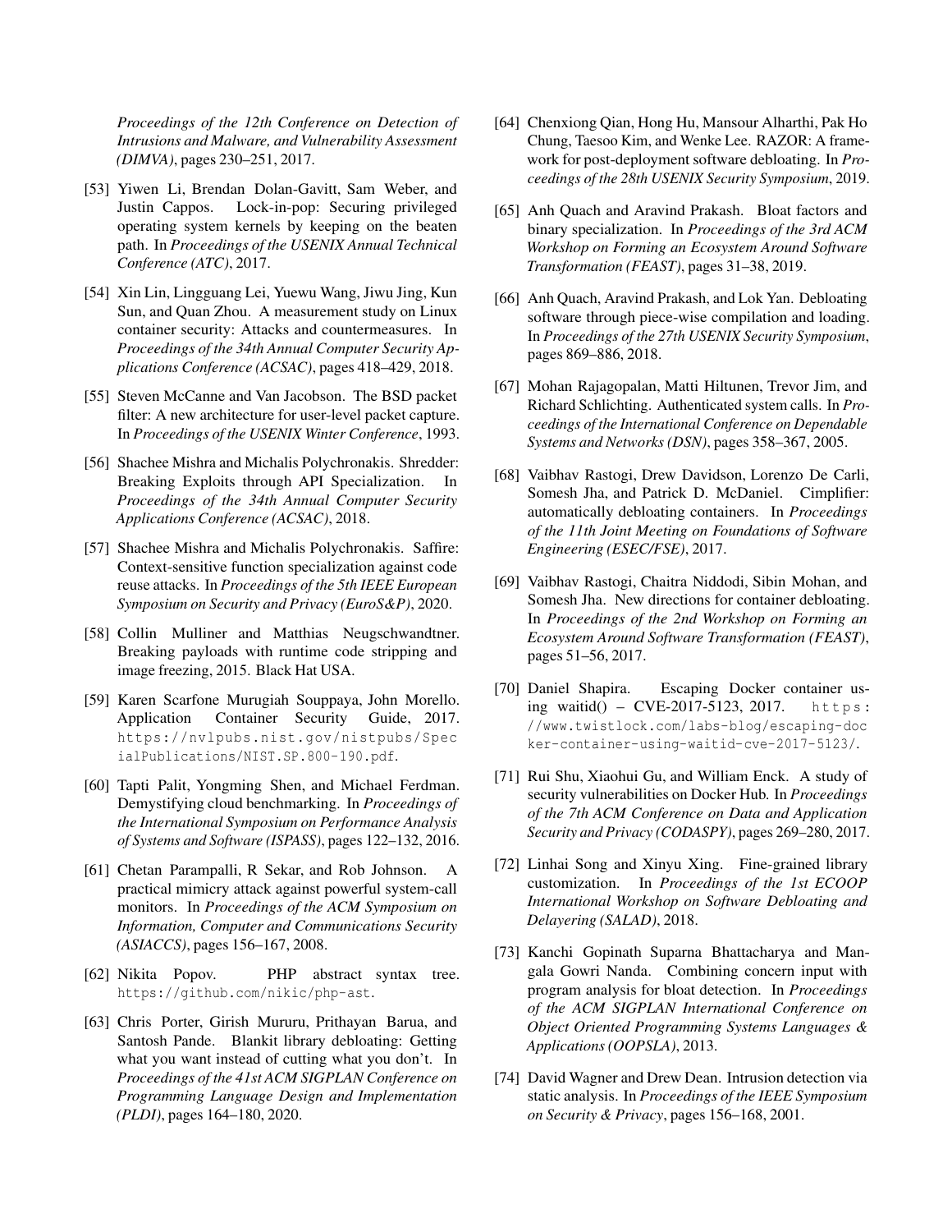*Proceedings of the 12th Conference on Detection of Intrusions and Malware, and Vulnerability Assessment (DIMVA)*, pages 230–251, 2017.

[53] Yiwen Li, Brendan Dolan-Gavitt, Sam Weber, and Justin Cappos. Lock-in-pop: Securing privileged operating system kernels by keeping on the beaten path. In *Proceedings of the USENIX Annual Technical Conference (ATC)*, 2017.

[54] Xin Lin, Lingguang Lei, Yuewu Wang, Jiwu Jing, Kun Sun, and Quan Zhou. A measurement study on Linux container security: Attacks and countermeasures. In *Proceedings of the 34th Annual Computer Security Applications Conference (ACSAC)*, pages 418–429, 2018.

[55] Steven McCanne and Van Jacobson. The BSD packet filter: A new architecture for user-level packet capture. In *Proceedings of the USENIX Winter Conference*, 1993.

[56] Shachee Mishra and Michalis Polychronakis. Shredder: Breaking Exploits through API Specialization. In *Proceedings of the 34th Annual Computer Security Applications Conference (ACSAC)*, 2018.

[57] Shachee Mishra and Michalis Polychronakis. Saffire: Context-sensitive function specialization against code reuse attacks. In *Proceedings of the 5th IEEE European Symposium on Security and Privacy (EuroS&P)*, 2020.

[58] Collin Mulliner and Matthias Neugschwandtner. Breaking payloads with runtime code stripping and image freezing, 2015. Black Hat USA.

[59] Karen Scarfone Murugiah Souppaya, John Morello. Application Container Security Guide, 2017. https://nvlpubs.nist.gov/nistpubs/SpecialPublications/NIST.SP.800-190.pdf.

[60] Tapti Palit, Yongming Shen, and Michael Ferdman. Demystifying cloud benchmarking. In *Proceedings of the International Symposium on Performance Analysis of Systems and Software (ISPASS)*, pages 122–132, 2016.

[61] Chetan Parampalli, R Sekar, and Rob Johnson. A practical mimicry attack against powerful system-call monitors. In *Proceedings of the ACM Symposium on Information, Computer and Communications Security (ASIACCS)*, pages 156–167, 2008.

[62] Nikita Popov. PHP abstract syntax tree. https://github.com/nikic/php-ast.

[63] Chris Porter, Girish Mururu, Prithayan Barua, and Santosh Pande. Blankit library debloating: Getting what you want instead of cutting what you don't. In *Proceedings of the 41st ACM SIGPLAN Conference on Programming Language Design and Implementation (PLDI)*, pages 164–180, 2020.

[64] Chenxiong Qian, Hong Hu, Mansour Alharthi, Pak Ho Chung, Taesoo Kim, and Wenke Lee. RAZOR: A framework for post-deployment software debloating. In *Proceedings of the 28th USENIX Security Symposium*, 2019.

[65] Anh Quach and Aravind Prakash. Bloat factors and binary specialization. In *Proceedings of the 3rd ACM Workshop on Forming an Ecosystem Around Software Transformation (FEAST)*, pages 31–38, 2019.

[66] Anh Quach, Aravind Prakash, and Lok Yan. Debloating software through piece-wise compilation and loading. In *Proceedings of the 27th USENIX Security Symposium*, pages 869–886, 2018.

[67] Mohan Rajagopalan, Matti Hiltunen, Trevor Jim, and Richard Schlichting. Authenticated system calls. In *Proceedings of the International Conference on Dependable Systems and Networks (DSN)*, pages 358–367, 2005.

[68] Vaibhav Rastogi, Drew Davidson, Lorenzo De Carli, Somesh Jha, and Patrick D. McDaniel. Cimplifier: automatically debloating containers. In *Proceedings of the 11th Joint Meeting on Foundations of Software Engineering (ESEC/FSE)*, 2017.

[69] Vaibhav Rastogi, Chaitra Niddodi, Sibin Mohan, and Somesh Jha. New directions for container debloating. In *Proceedings of the 2nd Workshop on Forming an Ecosystem Around Software Transformation (FEAST)*, pages 51–56, 2017.

[70] Daniel Shapira. Escaping Docker container using waitid() – CVE-2017-5123, 2017. https://www.twistlock.com/labs-blog/escaping-docker-container-using-waitid-cve-2017-5123/.

[71] Rui Shu, Xiaohui Gu, and William Enck. A study of security vulnerabilities on Docker Hub. In *Proceedings of the 7th ACM Conference on Data and Application Security and Privacy (CODASPY)*, pages 269–280, 2017.

[72] Linhai Song and Xinyu Xing. Fine-grained library customization. In *Proceedings of the 1st ECOOP International Workshop on Software Debloating and Delayering (SALAD)*, 2018.

[73] Kanchi Gopinath Suparna Bhattacharya and Mangala Gowri Nanda. Combining concern input with program analysis for bloat detection. In *Proceedings of the ACM SIGPLAN International Conference on Object Oriented Programming Systems Languages & Applications (OOPSLA)*, 2013.

[74] David Wagner and Drew Dean. Intrusion detection via static analysis. In *Proceedings of the IEEE Symposium on Security & Privacy*, pages 156–168, 2001.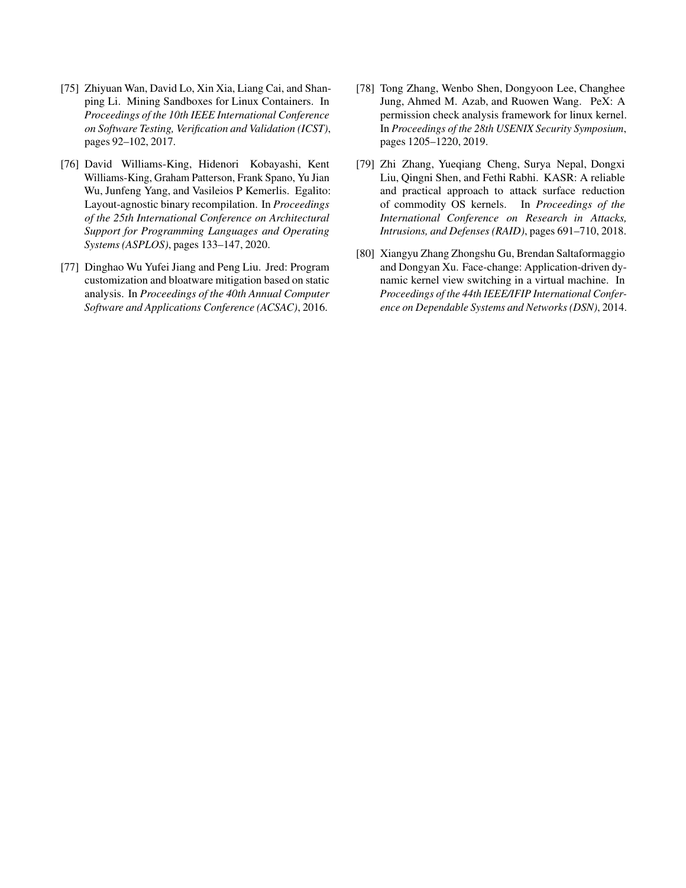[75] Zhiyuan Wan, David Lo, Xin Xia, Liang Cai, and Shanping Li. Mining Sandboxes for Linux Containers. In *Proceedings of the 10th IEEE International Conference on Software Testing, Verification and Validation (ICST)*, pages 92–102, 2017.

[76] David Williams-King, Hidenori Kobayashi, Kent Williams-King, Graham Patterson, Frank Spano, Yu Jian Wu, Junfeng Yang, and Vasileios P Kemerlis. Egalito: Layout-agnostic binary recompilation. In *Proceedings of the 25th International Conference on Architectural Support for Programming Languages and Operating Systems (ASPLOS)*, pages 133–147, 2020.

[77] Dinghao Wu Yufei Jiang and Peng Liu. Jred: Program customization and bloatware mitigation based on static analysis. In *Proceedings of the 40th Annual Computer Software and Applications Conference (ACSAC)*, 2016.

[78] Tong Zhang, Wenbo Shen, Dongyoon Lee, Changhee Jung, Ahmed M. Azab, and Ruowen Wang. PeX: A permission check analysis framework for linux kernel. In *Proceedings of the 28th USENIX Security Symposium*, pages 1205–1220, 2019.

[79] Zhi Zhang, Yueqiang Cheng, Surya Nepal, Dongxi Liu, Qingni Shen, and Fethi Rabhi. KASR: A reliable and practical approach to attack surface reduction of commodity OS kernels. In *Proceedings of the International Conference on Research in Attacks, Intrusions, and Defenses (RAID)*, pages 691–710, 2018.

[80] Xiangyu Zhang Zhongshu Gu, Brendan Saltaformaggio and Dongyan Xu. Face-change: Application-driven dynamic kernel view switching in a virtual machine. In *Proceedings of the 44th IEEE/IFIP International Conference on Dependable Systems and Networks (DSN)*, 2014.